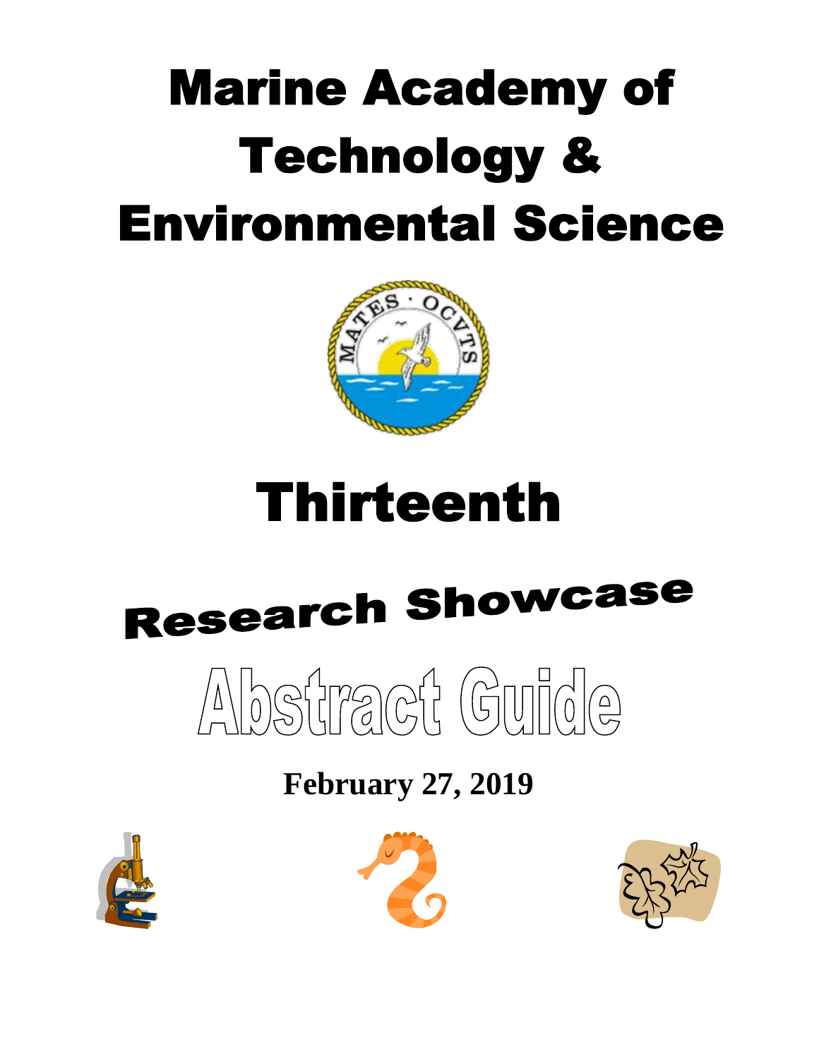# Marine Academy of Technology & Environmental Science

# Thirteenth

# Research Showcase

# Abstract Guide

**February 27, 2019**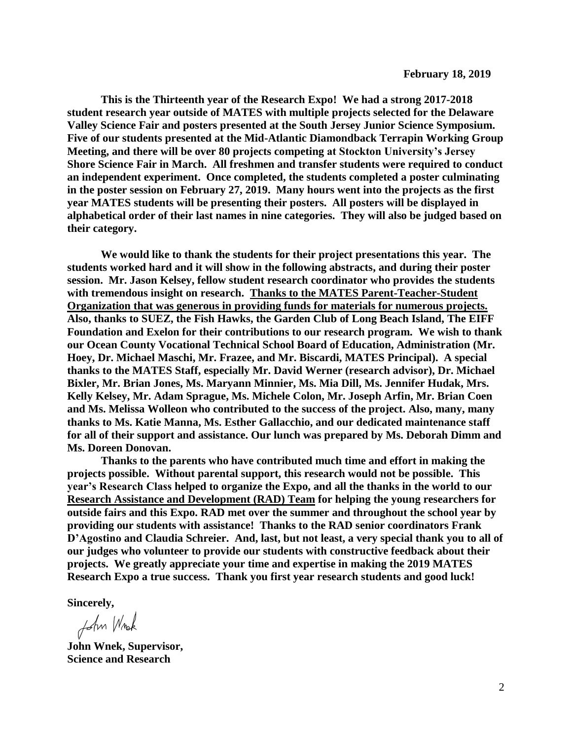**February 18, 2019**

**This is the Thirteenth year of the Research Expo! We had a strong 2017-2018 student research year outside of MATES with multiple projects selected for the Delaware Valley Science Fair and posters presented at the South Jersey Junior Science Symposium. Five of our students presented at the Mid-Atlantic Diamondback Terrapin Working Group Meeting, and there will be over 80 projects competing at Stockton University's Jersey Shore Science Fair in March. All freshmen and transfer students were required to conduct an independent experiment. Once completed, the students completed a poster culminating in the poster session on February 27, 2019. Many hours went into the projects as the first year MATES students will be presenting their posters. All posters will be displayed in alphabetical order of their last names in nine categories. They will also be judged based on their category.**

**We would like to thank the students for their project presentations this year. The students worked hard and it will show in the following abstracts, and during their poster session. Mr. Jason Kelsey, fellow student research coordinator who provides the students with tremendous insight on research. <u>Thanks to the MATES Parent-Teacher-Student Organization that was generous in providing funds for materials for numerous projects.</u> Also, thanks to SUEZ, the Fish Hawks, the Garden Club of Long Beach Island, The EIFF Foundation and Exelon for their contributions to our research program. We wish to thank our Ocean County Vocational Technical School Board of Education, Administration (Mr. Hoey, Dr. Michael Maschi, Mr. Frazee, and Mr. Biscardi, MATES Principal). A special thanks to the MATES Staff, especially Mr. David Werner (research advisor), Dr. Michael Bixler, Mr. Brian Jones, Ms. Maryann Minnier, Ms. Mia Dill, Ms. Jennifer Hudak, Mrs. Kelly Kelsey, Mr. Adam Sprague, Ms. Michele Colon, Mr. Joseph Arfin, Mr. Brian Coen and Ms. Melissa Wolleon who contributed to the success of the project. Also, many, many thanks to Ms. Katie Manna, Ms. Esther Gallacchio, and our dedicated maintenance staff for all of their support and assistance. Our lunch was prepared by Ms. Deborah Dimm and Ms. Doreen Donovan.**

**Thanks to the parents who have contributed much time and effort in making the projects possible. Without parental support, this research would not be possible. This year's Research Class helped to organize the Expo, and all the thanks in the world to our <u>Research Assistance and Development (RAD) Team</u> for helping the young researchers for outside fairs and this Expo. RAD met over the summer and throughout the school year by providing our students with assistance! Thanks to the RAD senior coordinators Frank D'Agostino and Claudia Schreier. And, last, but not least, a very special thank you to all of our judges who volunteer to provide our students with constructive feedback about their projects. We greatly appreciate your time and expertise in making the 2019 MATES Research Expo a true success. Thank you first year research students and good luck!**

**Sincerely,**

John Wnek

**John Wnek, Supervisor,**
**Science and Research**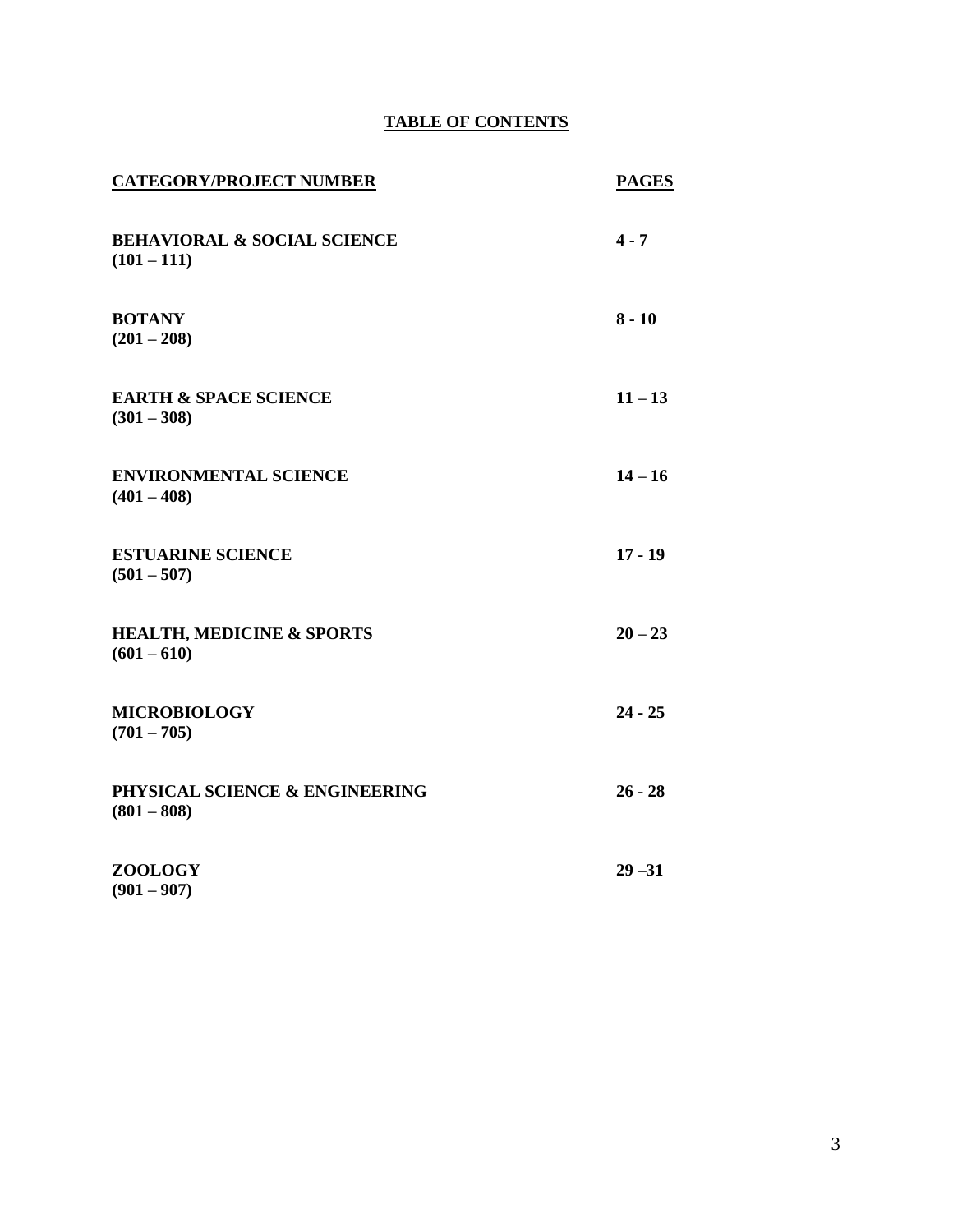# TABLE OF CONTENTS

| CATEGORY/PROJECT NUMBER | PAGES |
|---|---|
| **BEHAVIORAL & SOCIAL SCIENCE (101 – 111)** | **4 - 7** |
| **BOTANY (201 – 208)** | **8 - 10** |
| **EARTH & SPACE SCIENCE (301 – 308)** | **11 – 13** |
| **ENVIRONMENTAL SCIENCE (401 – 408)** | **14 – 16** |
| **ESTUARINE SCIENCE (501 – 507)** | **17 - 19** |
| **HEALTH, MEDICINE & SPORTS (601 – 610)** | **20 – 23** |
| **MICROBIOLOGY (701 – 705)** | **24 - 25** |
| **PHYSICAL SCIENCE & ENGINEERING (801 – 808)** | **26 - 28** |
| **ZOOLOGY (901 – 907)** | **29 –31** |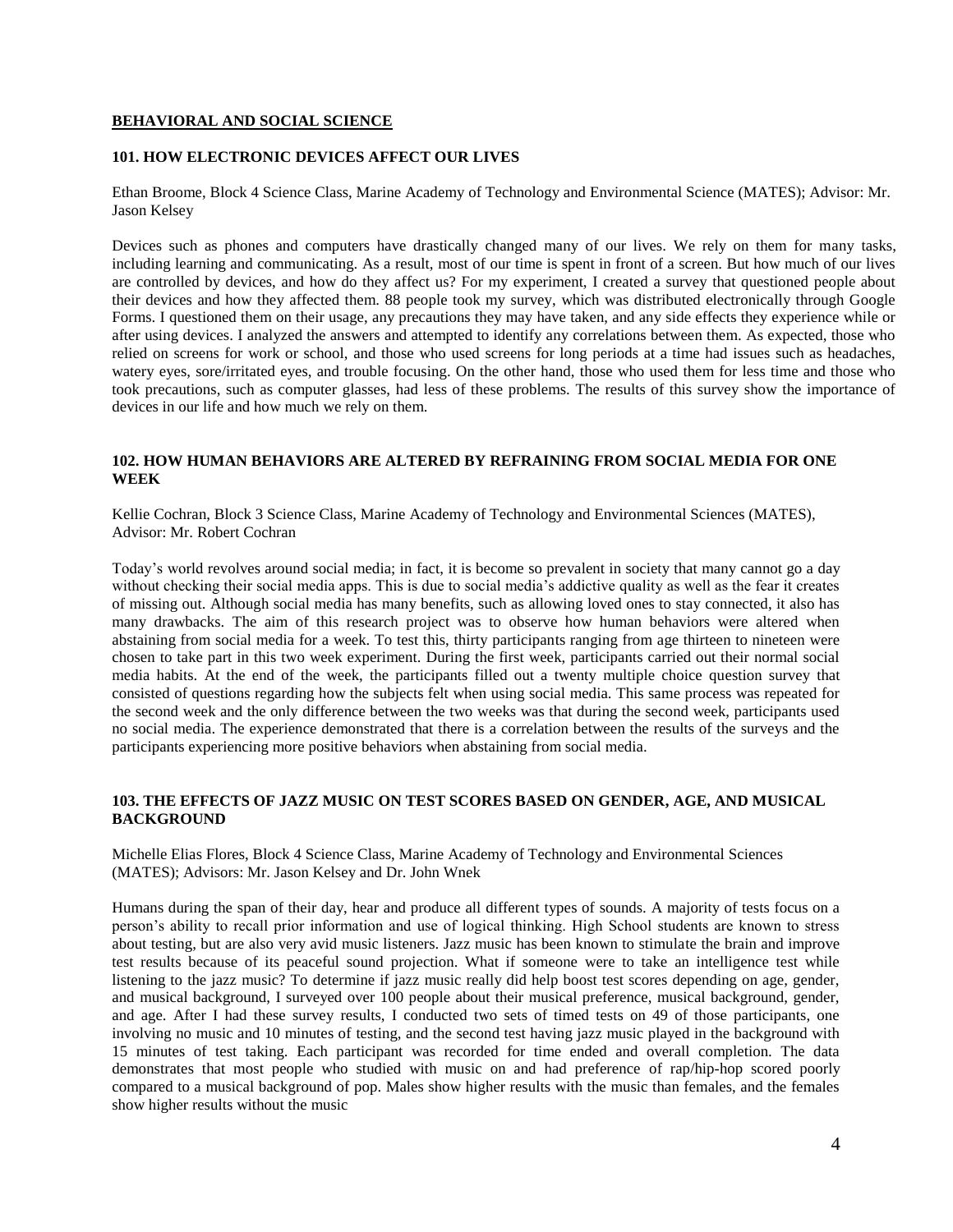## BEHAVIORAL AND SOCIAL SCIENCE

### 101. HOW ELECTRONIC DEVICES AFFECT OUR LIVES

Ethan Broome, Block 4 Science Class, Marine Academy of Technology and Environmental Science (MATES); Advisor: Mr. Jason Kelsey

Devices such as phones and computers have drastically changed many of our lives. We rely on them for many tasks, including learning and communicating. As a result, most of our time is spent in front of a screen. But how much of our lives are controlled by devices, and how do they affect us? For my experiment, I created a survey that questioned people about their devices and how they affected them. 88 people took my survey, which was distributed electronically through Google Forms. I questioned them on their usage, any precautions they may have taken, and any side effects they experience while or after using devices. I analyzed the answers and attempted to identify any correlations between them. As expected, those who relied on screens for work or school, and those who used screens for long periods at a time had issues such as headaches, watery eyes, sore/irritated eyes, and trouble focusing. On the other hand, those who used them for less time and those who took precautions, such as computer glasses, had less of these problems. The results of this survey show the importance of devices in our life and how much we rely on them.

### 102. HOW HUMAN BEHAVIORS ARE ALTERED BY REFRAINING FROM SOCIAL MEDIA FOR ONE WEEK

Kellie Cochran, Block 3 Science Class, Marine Academy of Technology and Environmental Sciences (MATES), Advisor: Mr. Robert Cochran

Today's world revolves around social media; in fact, it is become so prevalent in society that many cannot go a day without checking their social media apps. This is due to social media's addictive quality as well as the fear it creates of missing out. Although social media has many benefits, such as allowing loved ones to stay connected, it also has many drawbacks. The aim of this research project was to observe how human behaviors were altered when abstaining from social media for a week. To test this, thirty participants ranging from age thirteen to nineteen were chosen to take part in this two week experiment. During the first week, participants carried out their normal social media habits. At the end of the week, the participants filled out a twenty multiple choice question survey that consisted of questions regarding how the subjects felt when using social media. This same process was repeated for the second week and the only difference between the two weeks was that during the second week, participants used no social media. The experience demonstrated that there is a correlation between the results of the surveys and the participants experiencing more positive behaviors when abstaining from social media.

### 103. THE EFFECTS OF JAZZ MUSIC ON TEST SCORES BASED ON GENDER, AGE, AND MUSICAL BACKGROUND

Michelle Elias Flores, Block 4 Science Class, Marine Academy of Technology and Environmental Sciences (MATES); Advisors: Mr. Jason Kelsey and Dr. John Wnek

Humans during the span of their day, hear and produce all different types of sounds. A majority of tests focus on a person's ability to recall prior information and use of logical thinking. High School students are known to stress about testing, but are also very avid music listeners. Jazz music has been known to stimulate the brain and improve test results because of its peaceful sound projection. What if someone were to take an intelligence test while listening to the jazz music? To determine if jazz music really did help boost test scores depending on age, gender, and musical background, I surveyed over 100 people about their musical preference, musical background, gender, and age. After I had these survey results, I conducted two sets of timed tests on 49 of those participants, one involving no music and 10 minutes of testing, and the second test having jazz music played in the background with 15 minutes of test taking. Each participant was recorded for time ended and overall completion. The data demonstrates that most people who studied with music on and had preference of rap/hip-hop scored poorly compared to a musical background of pop. Males show higher results with the music than females, and the females show higher results without the music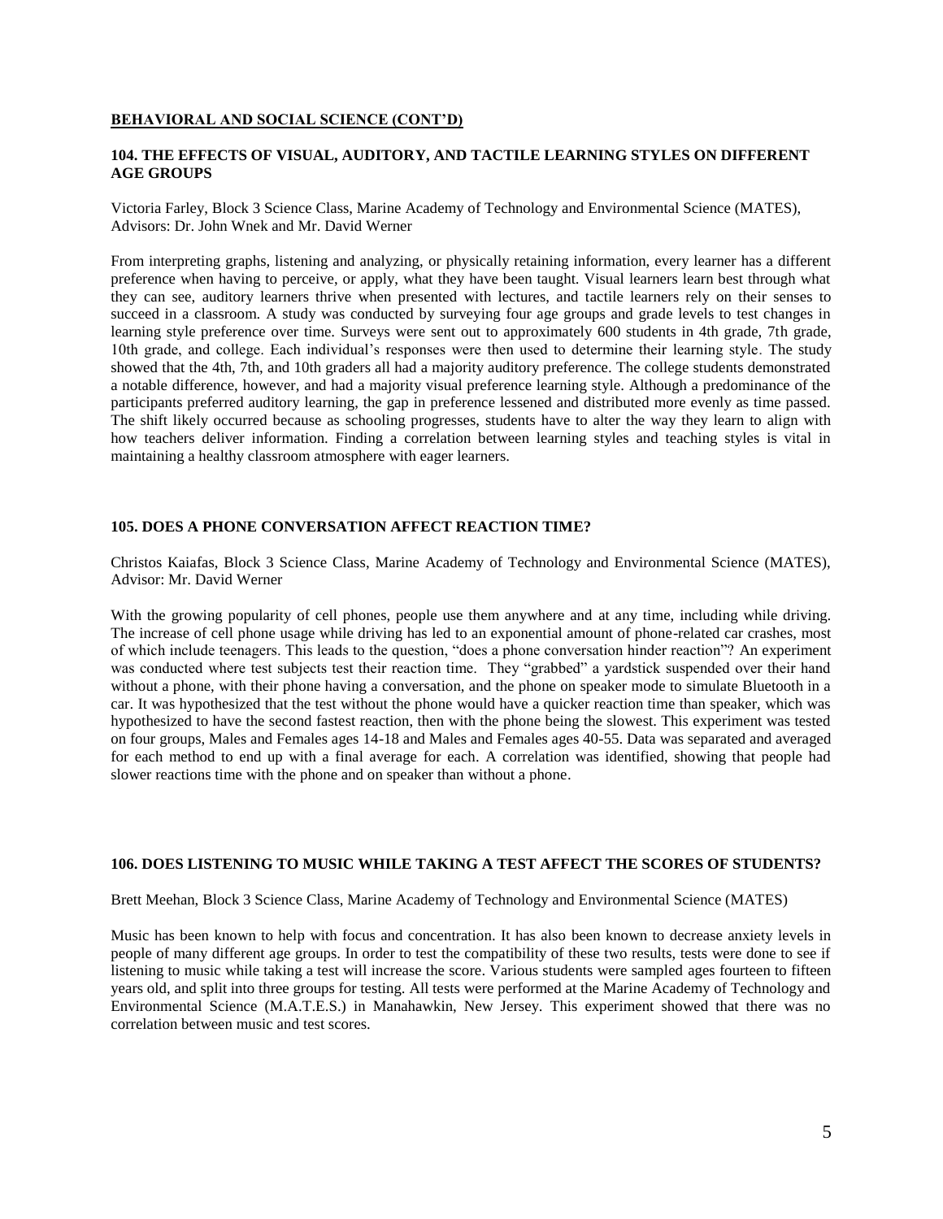**BEHAVIORAL AND SOCIAL SCIENCE (CONT'D)**

### 104. THE EFFECTS OF VISUAL, AUDITORY, AND TACTILE LEARNING STYLES ON DIFFERENT AGE GROUPS

Victoria Farley, Block 3 Science Class, Marine Academy of Technology and Environmental Science (MATES), Advisors: Dr. John Wnek and Mr. David Werner

From interpreting graphs, listening and analyzing, or physically retaining information, every learner has a different preference when having to perceive, or apply, what they have been taught. Visual learners learn best through what they can see, auditory learners thrive when presented with lectures, and tactile learners rely on their senses to succeed in a classroom. A study was conducted by surveying four age groups and grade levels to test changes in learning style preference over time. Surveys were sent out to approximately 600 students in 4th grade, 7th grade, 10th grade, and college. Each individual's responses were then used to determine their learning style. The study showed that the 4th, 7th, and 10th graders all had a majority auditory preference. The college students demonstrated a notable difference, however, and had a majority visual preference learning style. Although a predominance of the participants preferred auditory learning, the gap in preference lessened and distributed more evenly as time passed. The shift likely occurred because as schooling progresses, students have to alter the way they learn to align with how teachers deliver information. Finding a correlation between learning styles and teaching styles is vital in maintaining a healthy classroom atmosphere with eager learners.

### 105. DOES A PHONE CONVERSATION AFFECT REACTION TIME?

Christos Kaiafas, Block 3 Science Class, Marine Academy of Technology and Environmental Science (MATES), Advisor: Mr. David Werner

With the growing popularity of cell phones, people use them anywhere and at any time, including while driving. The increase of cell phone usage while driving has led to an exponential amount of phone-related car crashes, most of which include teenagers. This leads to the question, "does a phone conversation hinder reaction"? An experiment was conducted where test subjects test their reaction time. They "grabbed" a yardstick suspended over their hand without a phone, with their phone having a conversation, and the phone on speaker mode to simulate Bluetooth in a car. It was hypothesized that the test without the phone would have a quicker reaction time than speaker, which was hypothesized to have the second fastest reaction, then with the phone being the slowest. This experiment was tested on four groups, Males and Females ages 14-18 and Males and Females ages 40-55. Data was separated and averaged for each method to end up with a final average for each. A correlation was identified, showing that people had slower reactions time with the phone and on speaker than without a phone.

### 106. DOES LISTENING TO MUSIC WHILE TAKING A TEST AFFECT THE SCORES OF STUDENTS?

Brett Meehan, Block 3 Science Class, Marine Academy of Technology and Environmental Science (MATES)

Music has been known to help with focus and concentration. It has also been known to decrease anxiety levels in people of many different age groups. In order to test the compatibility of these two results, tests were done to see if listening to music while taking a test will increase the score. Various students were sampled ages fourteen to fifteen years old, and split into three groups for testing. All tests were performed at the Marine Academy of Technology and Environmental Science (M.A.T.E.S.) in Manahawkin, New Jersey. This experiment showed that there was no correlation between music and test scores.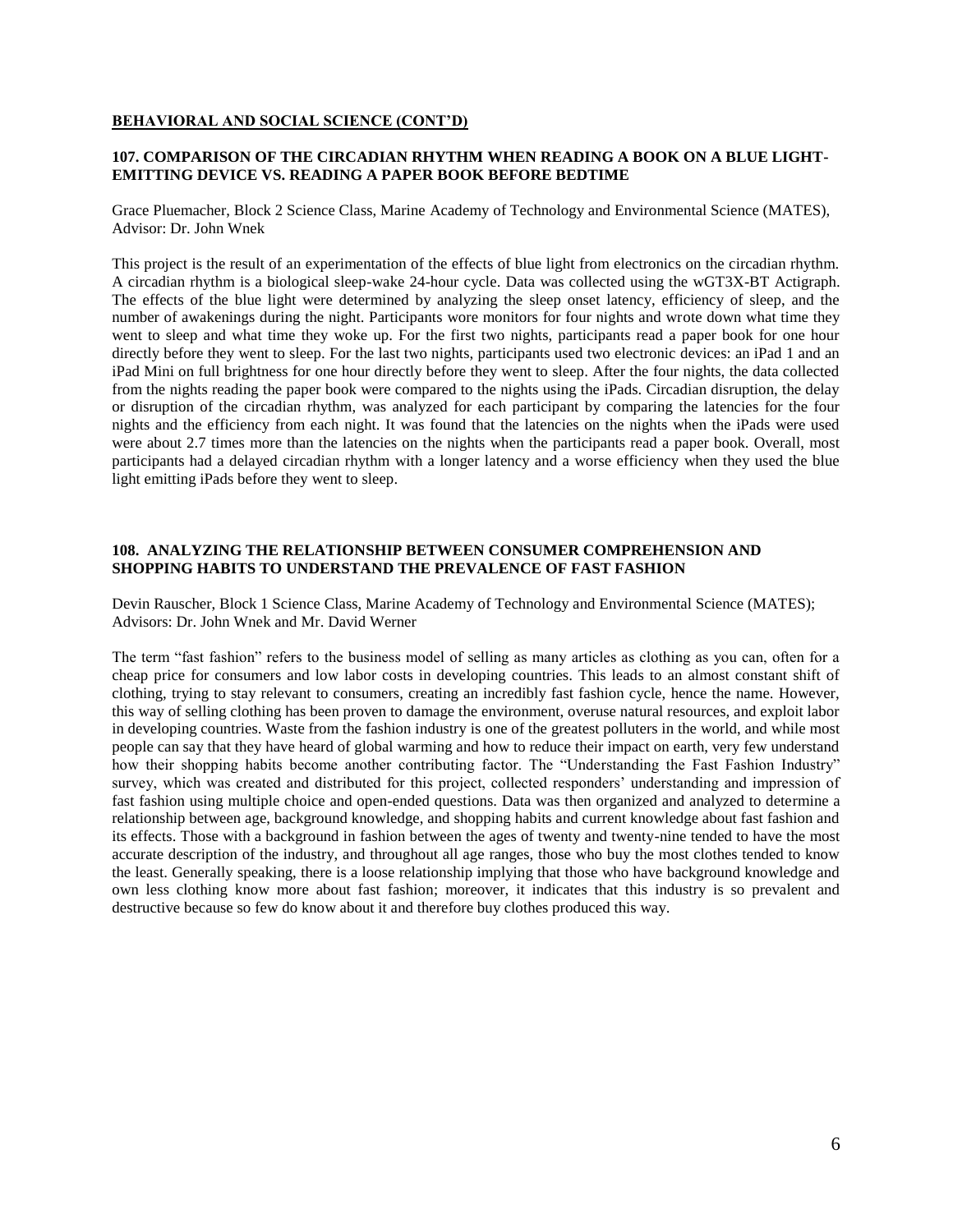## BEHAVIORAL AND SOCIAL SCIENCE (CONT'D)

### 107. COMPARISON OF THE CIRCADIAN RHYTHM WHEN READING A BOOK ON A BLUE LIGHT-EMITTING DEVICE VS. READING A PAPER BOOK BEFORE BEDTIME

Grace Pluemacher, Block 2 Science Class, Marine Academy of Technology and Environmental Science (MATES), Advisor: Dr. John Wnek

This project is the result of an experimentation of the effects of blue light from electronics on the circadian rhythm. A circadian rhythm is a biological sleep-wake 24-hour cycle. Data was collected using the wGT3X-BT Actigraph. The effects of the blue light were determined by analyzing the sleep onset latency, efficiency of sleep, and the number of awakenings during the night. Participants wore monitors for four nights and wrote down what time they went to sleep and what time they woke up. For the first two nights, participants read a paper book for one hour directly before they went to sleep. For the last two nights, participants used two electronic devices: an iPad 1 and an iPad Mini on full brightness for one hour directly before they went to sleep. After the four nights, the data collected from the nights reading the paper book were compared to the nights using the iPads. Circadian disruption, the delay or disruption of the circadian rhythm, was analyzed for each participant by comparing the latencies for the four nights and the efficiency from each night. It was found that the latencies on the nights when the iPads were used were about 2.7 times more than the latencies on the nights when the participants read a paper book. Overall, most participants had a delayed circadian rhythm with a longer latency and a worse efficiency when they used the blue light emitting iPads before they went to sleep.

### 108. ANALYZING THE RELATIONSHIP BETWEEN CONSUMER COMPREHENSION AND SHOPPING HABITS TO UNDERSTAND THE PREVALENCE OF FAST FASHION

Devin Rauscher, Block 1 Science Class, Marine Academy of Technology and Environmental Science (MATES); Advisors: Dr. John Wnek and Mr. David Werner

The term "fast fashion" refers to the business model of selling as many articles as clothing as you can, often for a cheap price for consumers and low labor costs in developing countries. This leads to an almost constant shift of clothing, trying to stay relevant to consumers, creating an incredibly fast fashion cycle, hence the name. However, this way of selling clothing has been proven to damage the environment, overuse natural resources, and exploit labor in developing countries. Waste from the fashion industry is one of the greatest polluters in the world, and while most people can say that they have heard of global warming and how to reduce their impact on earth, very few understand how their shopping habits become another contributing factor. The "Understanding the Fast Fashion Industry" survey, which was created and distributed for this project, collected responders' understanding and impression of fast fashion using multiple choice and open-ended questions. Data was then organized and analyzed to determine a relationship between age, background knowledge, and shopping habits and current knowledge about fast fashion and its effects. Those with a background in fashion between the ages of twenty and twenty-nine tended to have the most accurate description of the industry, and throughout all age ranges, those who buy the most clothes tended to know the least. Generally speaking, there is a loose relationship implying that those who have background knowledge and own less clothing know more about fast fashion; moreover, it indicates that this industry is so prevalent and destructive because so few do know about it and therefore buy clothes produced this way.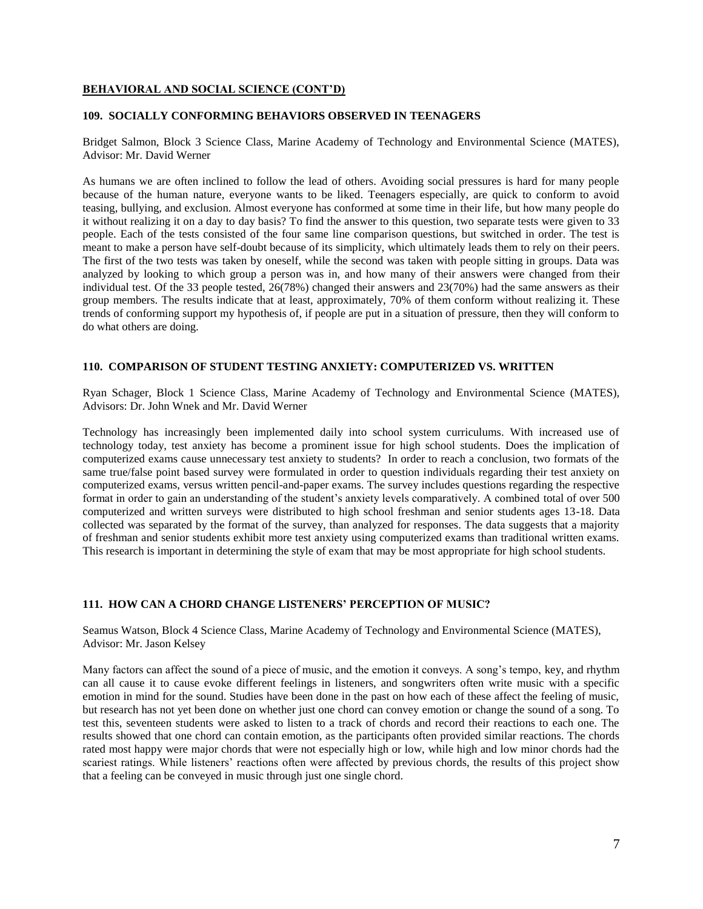## BEHAVIORAL AND SOCIAL SCIENCE (CONT'D)

### 109. SOCIALLY CONFORMING BEHAVIORS OBSERVED IN TEENAGERS

Bridget Salmon, Block 3 Science Class, Marine Academy of Technology and Environmental Science (MATES), Advisor: Mr. David Werner

As humans we are often inclined to follow the lead of others. Avoiding social pressures is hard for many people because of the human nature, everyone wants to be liked. Teenagers especially, are quick to conform to avoid teasing, bullying, and exclusion. Almost everyone has conformed at some time in their life, but how many people do it without realizing it on a day to day basis? To find the answer to this question, two separate tests were given to 33 people. Each of the tests consisted of the four same line comparison questions, but switched in order. The test is meant to make a person have self-doubt because of its simplicity, which ultimately leads them to rely on their peers. The first of the two tests was taken by oneself, while the second was taken with people sitting in groups. Data was analyzed by looking to which group a person was in, and how many of their answers were changed from their individual test. Of the 33 people tested, 26(78%) changed their answers and 23(70%) had the same answers as their group members. The results indicate that at least, approximately, 70% of them conform without realizing it. These trends of conforming support my hypothesis of, if people are put in a situation of pressure, then they will conform to do what others are doing.

### 110. COMPARISON OF STUDENT TESTING ANXIETY: COMPUTERIZED VS. WRITTEN

Ryan Schager, Block 1 Science Class, Marine Academy of Technology and Environmental Science (MATES), Advisors: Dr. John Wnek and Mr. David Werner

Technology has increasingly been implemented daily into school system curriculums. With increased use of technology today, test anxiety has become a prominent issue for high school students. Does the implication of computerized exams cause unnecessary test anxiety to students? In order to reach a conclusion, two formats of the same true/false point based survey were formulated in order to question individuals regarding their test anxiety on computerized exams, versus written pencil-and-paper exams. The survey includes questions regarding the respective format in order to gain an understanding of the student's anxiety levels comparatively. A combined total of over 500 computerized and written surveys were distributed to high school freshman and senior students ages 13-18. Data collected was separated by the format of the survey, than analyzed for responses. The data suggests that a majority of freshman and senior students exhibit more test anxiety using computerized exams than traditional written exams. This research is important in determining the style of exam that may be most appropriate for high school students.

### 111. HOW CAN A CHORD CHANGE LISTENERS' PERCEPTION OF MUSIC?

Seamus Watson, Block 4 Science Class, Marine Academy of Technology and Environmental Science (MATES), Advisor: Mr. Jason Kelsey

Many factors can affect the sound of a piece of music, and the emotion it conveys. A song's tempo, key, and rhythm can all cause it to cause evoke different feelings in listeners, and songwriters often write music with a specific emotion in mind for the sound. Studies have been done in the past on how each of these affect the feeling of music, but research has not yet been done on whether just one chord can convey emotion or change the sound of a song. To test this, seventeen students were asked to listen to a track of chords and record their reactions to each one. The results showed that one chord can contain emotion, as the participants often provided similar reactions. The chords rated most happy were major chords that were not especially high or low, while high and low minor chords had the scariest ratings. While listeners' reactions often were affected by previous chords, the results of this project show that a feeling can be conveyed in music through just one single chord.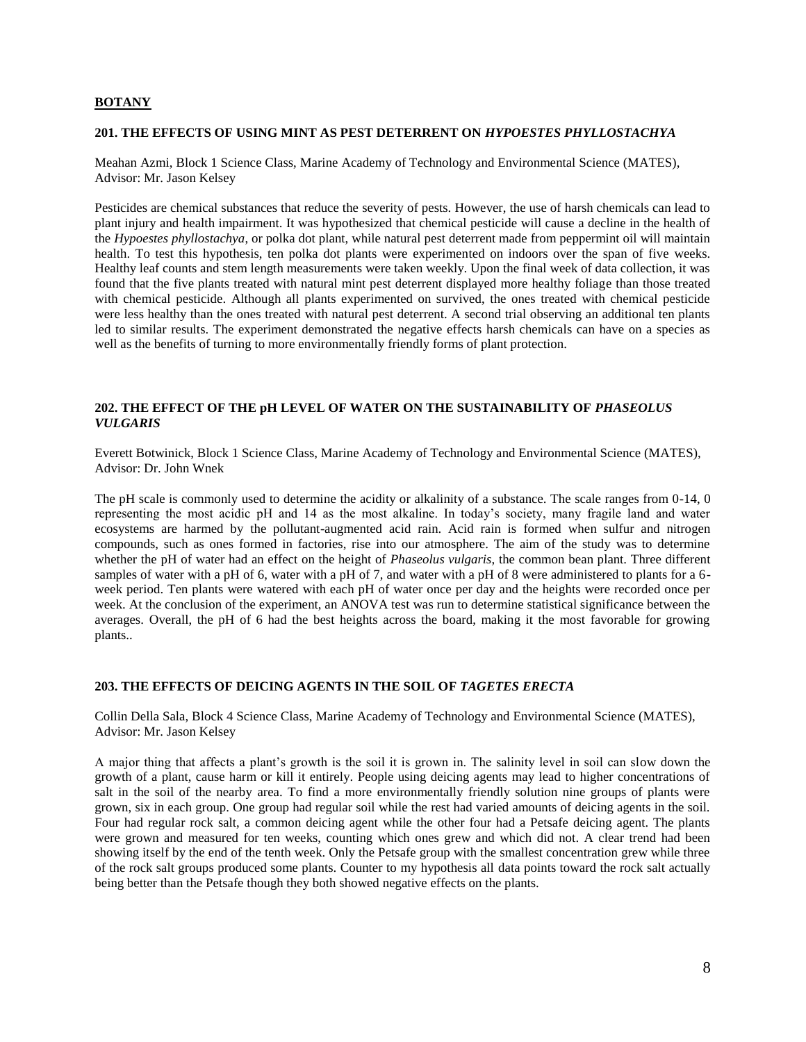## BOTANY

### 201. THE EFFECTS OF USING MINT AS PEST DETERRENT ON *HYPOESTES PHYLLOSTACHYA*

Meahan Azmi, Block 1 Science Class, Marine Academy of Technology and Environmental Science (MATES), Advisor: Mr. Jason Kelsey

Pesticides are chemical substances that reduce the severity of pests. However, the use of harsh chemicals can lead to plant injury and health impairment. It was hypothesized that chemical pesticide will cause a decline in the health of the *Hypoestes phyllostachya*, or polka dot plant, while natural pest deterrent made from peppermint oil will maintain health. To test this hypothesis, ten polka dot plants were experimented on indoors over the span of five weeks. Healthy leaf counts and stem length measurements were taken weekly. Upon the final week of data collection, it was found that the five plants treated with natural mint pest deterrent displayed more healthy foliage than those treated with chemical pesticide. Although all plants experimented on survived, the ones treated with chemical pesticide were less healthy than the ones treated with natural pest deterrent. A second trial observing an additional ten plants led to similar results. The experiment demonstrated the negative effects harsh chemicals can have on a species as well as the benefits of turning to more environmentally friendly forms of plant protection.

### 202. THE EFFECT OF THE pH LEVEL OF WATER ON THE SUSTAINABILITY OF *PHASEOLUS VULGARIS*

Everett Botwinick, Block 1 Science Class, Marine Academy of Technology and Environmental Science (MATES), Advisor: Dr. John Wnek

The pH scale is commonly used to determine the acidity or alkalinity of a substance. The scale ranges from 0-14, 0 representing the most acidic pH and 14 as the most alkaline. In today's society, many fragile land and water ecosystems are harmed by the pollutant-augmented acid rain. Acid rain is formed when sulfur and nitrogen compounds, such as ones formed in factories, rise into our atmosphere. The aim of the study was to determine whether the pH of water had an effect on the height of *Phaseolus vulgaris*, the common bean plant. Three different samples of water with a pH of 6, water with a pH of 7, and water with a pH of 8 were administered to plants for a 6-week period. Ten plants were watered with each pH of water once per day and the heights were recorded once per week. At the conclusion of the experiment, an ANOVA test was run to determine statistical significance between the averages. Overall, the pH of 6 had the best heights across the board, making it the most favorable for growing plants..

### 203. THE EFFECTS OF DEICING AGENTS IN THE SOIL OF *TAGETES ERECTA*

Collin Della Sala, Block 4 Science Class, Marine Academy of Technology and Environmental Science (MATES), Advisor: Mr. Jason Kelsey

A major thing that affects a plant's growth is the soil it is grown in. The salinity level in soil can slow down the growth of a plant, cause harm or kill it entirely. People using deicing agents may lead to higher concentrations of salt in the soil of the nearby area. To find a more environmentally friendly solution nine groups of plants were grown, six in each group. One group had regular soil while the rest had varied amounts of deicing agents in the soil. Four had regular rock salt, a common deicing agent while the other four had a Petsafe deicing agent. The plants were grown and measured for ten weeks, counting which ones grew and which did not. A clear trend had been showing itself by the end of the tenth week. Only the Petsafe group with the smallest concentration grew while three of the rock salt groups produced some plants. Counter to my hypothesis all data points toward the rock salt actually being better than the Petsafe though they both showed negative effects on the plants.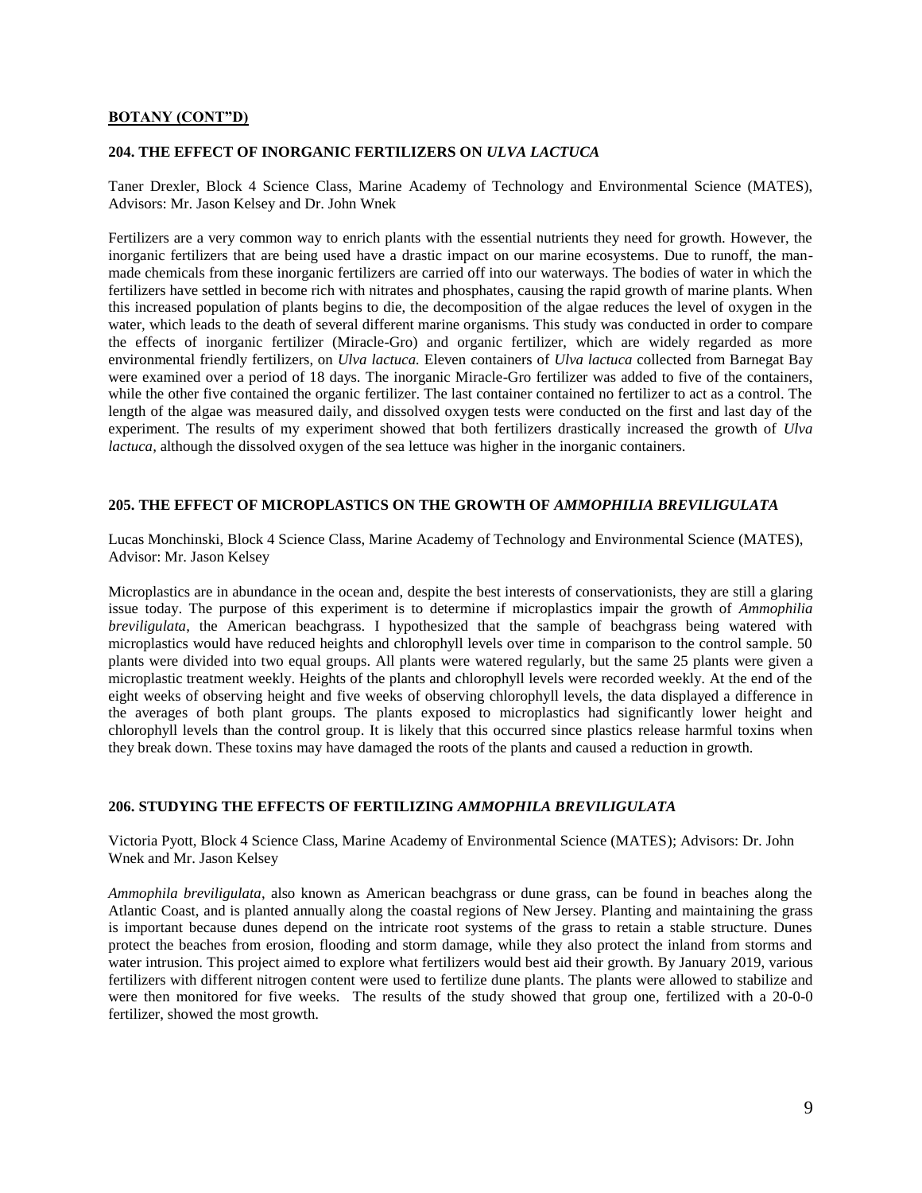**BOTANY (CONT"D)**

### 204. THE EFFECT OF INORGANIC FERTILIZERS ON *ULVA LACTUCA*

Taner Drexler, Block 4 Science Class, Marine Academy of Technology and Environmental Science (MATES), Advisors: Mr. Jason Kelsey and Dr. John Wnek

Fertilizers are a very common way to enrich plants with the essential nutrients they need for growth. However, the inorganic fertilizers that are being used have a drastic impact on our marine ecosystems. Due to runoff, the man-made chemicals from these inorganic fertilizers are carried off into our waterways. The bodies of water in which the fertilizers have settled in become rich with nitrates and phosphates, causing the rapid growth of marine plants. When this increased population of plants begins to die, the decomposition of the algae reduces the level of oxygen in the water, which leads to the death of several different marine organisms. This study was conducted in order to compare the effects of inorganic fertilizer (Miracle-Gro) and organic fertilizer, which are widely regarded as more environmental friendly fertilizers, on *Ulva lactuca.* Eleven containers of *Ulva lactuca* collected from Barnegat Bay were examined over a period of 18 days. The inorganic Miracle-Gro fertilizer was added to five of the containers, while the other five contained the organic fertilizer. The last container contained no fertilizer to act as a control. The length of the algae was measured daily, and dissolved oxygen tests were conducted on the first and last day of the experiment. The results of my experiment showed that both fertilizers drastically increased the growth of *Ulva lactuca,* although the dissolved oxygen of the sea lettuce was higher in the inorganic containers.

### 205. THE EFFECT OF MICROPLASTICS ON THE GROWTH OF *AMMOPHILIA BREVILIGULATA*

Lucas Monchinski, Block 4 Science Class, Marine Academy of Technology and Environmental Science (MATES), Advisor: Mr. Jason Kelsey

Microplastics are in abundance in the ocean and, despite the best interests of conservationists, they are still a glaring issue today. The purpose of this experiment is to determine if microplastics impair the growth of *Ammophilia breviligulata*, the American beachgrass. I hypothesized that the sample of beachgrass being watered with microplastics would have reduced heights and chlorophyll levels over time in comparison to the control sample. 50 plants were divided into two equal groups. All plants were watered regularly, but the same 25 plants were given a microplastic treatment weekly. Heights of the plants and chlorophyll levels were recorded weekly. At the end of the eight weeks of observing height and five weeks of observing chlorophyll levels, the data displayed a difference in the averages of both plant groups. The plants exposed to microplastics had significantly lower height and chlorophyll levels than the control group. It is likely that this occurred since plastics release harmful toxins when they break down. These toxins may have damaged the roots of the plants and caused a reduction in growth.

### 206. STUDYING THE EFFECTS OF FERTILIZING *AMMOPHILA BREVILIGULATA*

Victoria Pyott, Block 4 Science Class, Marine Academy of Environmental Science (MATES); Advisors: Dr. John Wnek and Mr. Jason Kelsey

*Ammophila breviligulata*, also known as American beachgrass or dune grass, can be found in beaches along the Atlantic Coast, and is planted annually along the coastal regions of New Jersey. Planting and maintaining the grass is important because dunes depend on the intricate root systems of the grass to retain a stable structure. Dunes protect the beaches from erosion, flooding and storm damage, while they also protect the inland from storms and water intrusion. This project aimed to explore what fertilizers would best aid their growth. By January 2019, various fertilizers with different nitrogen content were used to fertilize dune plants. The plants were allowed to stabilize and were then monitored for five weeks. The results of the study showed that group one, fertilized with a 20-0-0 fertilizer, showed the most growth.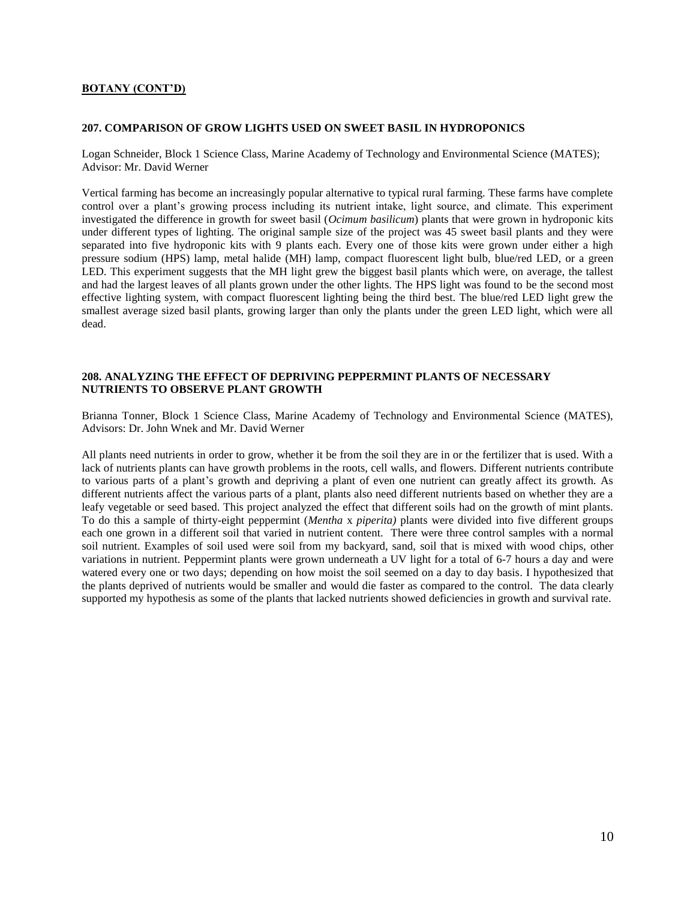**BOTANY (CONT'D)**

### 207. COMPARISON OF GROW LIGHTS USED ON SWEET BASIL IN HYDROPONICS

Logan Schneider, Block 1 Science Class, Marine Academy of Technology and Environmental Science (MATES); Advisor: Mr. David Werner

Vertical farming has become an increasingly popular alternative to typical rural farming. These farms have complete control over a plant's growing process including its nutrient intake, light source, and climate. This experiment investigated the difference in growth for sweet basil (*Ocimum basilicum*) plants that were grown in hydroponic kits under different types of lighting. The original sample size of the project was 45 sweet basil plants and they were separated into five hydroponic kits with 9 plants each. Every one of those kits were grown under either a high pressure sodium (HPS) lamp, metal halide (MH) lamp, compact fluorescent light bulb, blue/red LED, or a green LED. This experiment suggests that the MH light grew the biggest basil plants which were, on average, the tallest and had the largest leaves of all plants grown under the other lights. The HPS light was found to be the second most effective lighting system, with compact fluorescent lighting being the third best. The blue/red LED light grew the smallest average sized basil plants, growing larger than only the plants under the green LED light, which were all dead.

### 208. ANALYZING THE EFFECT OF DEPRIVING PEPPERMINT PLANTS OF NECESSARY NUTRIENTS TO OBSERVE PLANT GROWTH

Brianna Tonner, Block 1 Science Class, Marine Academy of Technology and Environmental Science (MATES), Advisors: Dr. John Wnek and Mr. David Werner

All plants need nutrients in order to grow, whether it be from the soil they are in or the fertilizer that is used. With a lack of nutrients plants can have growth problems in the roots, cell walls, and flowers. Different nutrients contribute to various parts of a plant's growth and depriving a plant of even one nutrient can greatly affect its growth. As different nutrients affect the various parts of a plant, plants also need different nutrients based on whether they are a leafy vegetable or seed based. This project analyzed the effect that different soils had on the growth of mint plants. To do this a sample of thirty-eight peppermint (*Mentha* x *piperita)* plants were divided into five different groups each one grown in a different soil that varied in nutrient content. There were three control samples with a normal soil nutrient. Examples of soil used were soil from my backyard, sand, soil that is mixed with wood chips, other variations in nutrient. Peppermint plants were grown underneath a UV light for a total of 6-7 hours a day and were watered every one or two days; depending on how moist the soil seemed on a day to day basis. I hypothesized that the plants deprived of nutrients would be smaller and would die faster as compared to the control. The data clearly supported my hypothesis as some of the plants that lacked nutrients showed deficiencies in growth and survival rate.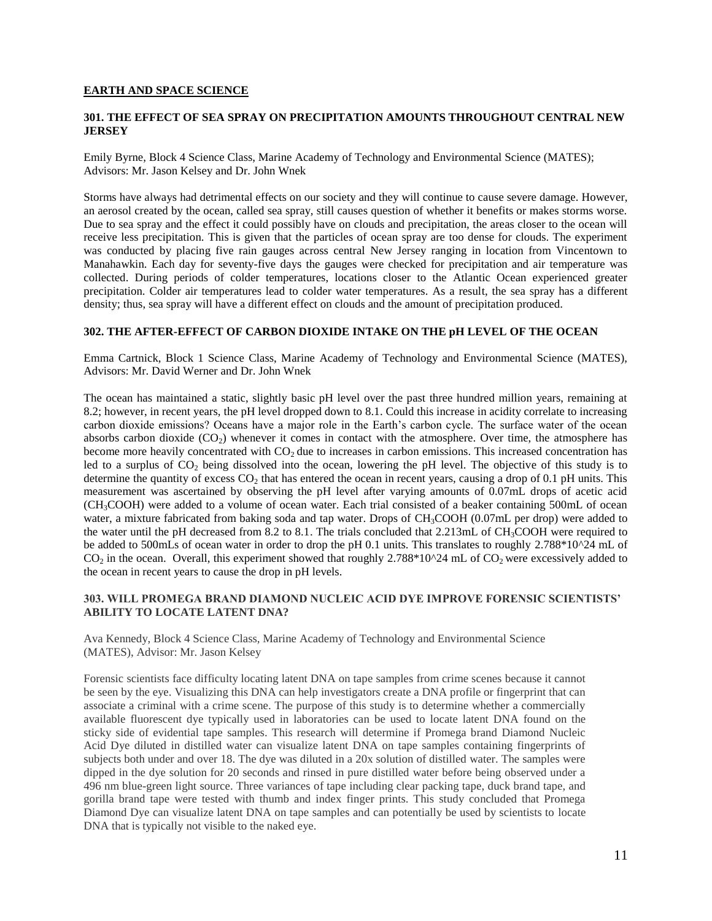## EARTH AND SPACE SCIENCE

### 301. THE EFFECT OF SEA SPRAY ON PRECIPITATION AMOUNTS THROUGHOUT CENTRAL NEW JERSEY

Emily Byrne, Block 4 Science Class, Marine Academy of Technology and Environmental Science (MATES); Advisors: Mr. Jason Kelsey and Dr. John Wnek

Storms have always had detrimental effects on our society and they will continue to cause severe damage. However, an aerosol created by the ocean, called sea spray, still causes question of whether it benefits or makes storms worse. Due to sea spray and the effect it could possibly have on clouds and precipitation, the areas closer to the ocean will receive less precipitation. This is given that the particles of ocean spray are too dense for clouds. The experiment was conducted by placing five rain gauges across central New Jersey ranging in location from Vincentown to Manahawkin. Each day for seventy-five days the gauges were checked for precipitation and air temperature was collected. During periods of colder temperatures, locations closer to the Atlantic Ocean experienced greater precipitation. Colder air temperatures lead to colder water temperatures. As a result, the sea spray has a different density; thus, sea spray will have a different effect on clouds and the amount of precipitation produced.

### 302. THE AFTER-EFFECT OF CARBON DIOXIDE INTAKE ON THE pH LEVEL OF THE OCEAN

Emma Cartnick, Block 1 Science Class, Marine Academy of Technology and Environmental Science (MATES), Advisors: Mr. David Werner and Dr. John Wnek

The ocean has maintained a static, slightly basic pH level over the past three hundred million years, remaining at 8.2; however, in recent years, the pH level dropped down to 8.1. Could this increase in acidity correlate to increasing carbon dioxide emissions? Oceans have a major role in the Earth's carbon cycle. The surface water of the ocean absorbs carbon dioxide ($CO_2$) whenever it comes in contact with the atmosphere. Over time, the atmosphere has become more heavily concentrated with $CO_2$ due to increases in carbon emissions. This increased concentration has led to a surplus of $CO_2$ being dissolved into the ocean, lowering the pH level. The objective of this study is to determine the quantity of excess $CO_2$ that has entered the ocean in recent years, causing a drop of 0.1 pH units. This measurement was ascertained by observing the pH level after varying amounts of 0.07mL drops of acetic acid ($CH_3COOH$) were added to a volume of ocean water. Each trial consisted of a beaker containing 500mL of ocean water, a mixture fabricated from baking soda and tap water. Drops of $CH_3COOH$ (0.07mL per drop) were added to the water until the pH decreased from 8.2 to 8.1. The trials concluded that 2.213mL of $CH_3COOH$ were required to be added to 500mLs of ocean water in order to drop the pH 0.1 units. This translates to roughly $2.788 \times 10^{24}$ mL of $CO_2$ in the ocean. Overall, this experiment showed that roughly $2.788 \times 10^{24}$ mL of $CO_2$ were excessively added to the ocean in recent years to cause the drop in pH levels.

### 303. WILL PROMEGA BRAND DIAMOND NUCLEIC ACID DYE IMPROVE FORENSIC SCIENTISTS' ABILITY TO LOCATE LATENT DNA?

Ava Kennedy, Block 4 Science Class, Marine Academy of Technology and Environmental Science (MATES), Advisor: Mr. Jason Kelsey

Forensic scientists face difficulty locating latent DNA on tape samples from crime scenes because it cannot be seen by the eye. Visualizing this DNA can help investigators create a DNA profile or fingerprint that can associate a criminal with a crime scene. The purpose of this study is to determine whether a commercially available fluorescent dye typically used in laboratories can be used to locate latent DNA found on the sticky side of evidential tape samples. This research will determine if Promega brand Diamond Nucleic Acid Dye diluted in distilled water can visualize latent DNA on tape samples containing fingerprints of subjects both under and over 18. The dye was diluted in a 20x solution of distilled water. The samples were dipped in the dye solution for 20 seconds and rinsed in pure distilled water before being observed under a 496 nm blue-green light source. Three variances of tape including clear packing tape, duck brand tape, and gorilla brand tape were tested with thumb and index finger prints. This study concluded that Promega Diamond Dye can visualize latent DNA on tape samples and can potentially be used by scientists to locate DNA that is typically not visible to the naked eye.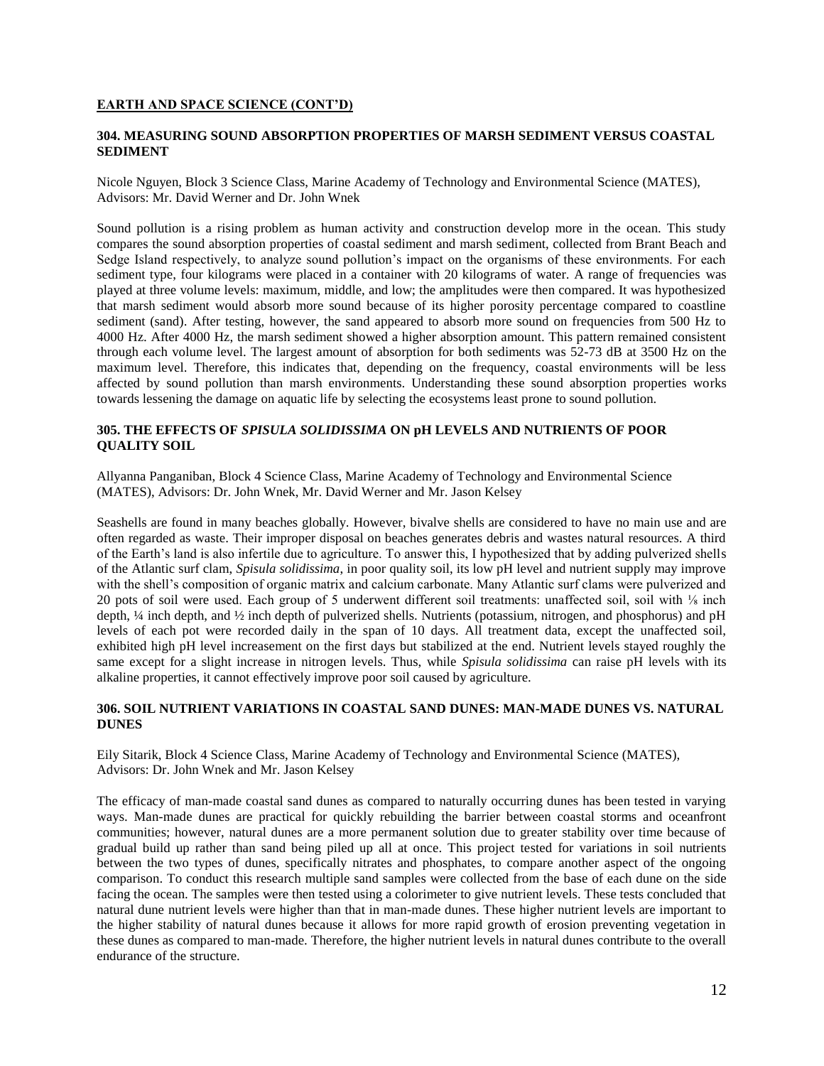**EARTH AND SPACE SCIENCE (CONT'D)**

### 304. MEASURING SOUND ABSORPTION PROPERTIES OF MARSH SEDIMENT VERSUS COASTAL SEDIMENT

Nicole Nguyen, Block 3 Science Class, Marine Academy of Technology and Environmental Science (MATES), Advisors: Mr. David Werner and Dr. John Wnek

Sound pollution is a rising problem as human activity and construction develop more in the ocean. This study compares the sound absorption properties of coastal sediment and marsh sediment, collected from Brant Beach and Sedge Island respectively, to analyze sound pollution's impact on the organisms of these environments. For each sediment type, four kilograms were placed in a container with 20 kilograms of water. A range of frequencies was played at three volume levels: maximum, middle, and low; the amplitudes were then compared. It was hypothesized that marsh sediment would absorb more sound because of its higher porosity percentage compared to coastline sediment (sand). After testing, however, the sand appeared to absorb more sound on frequencies from 500 Hz to 4000 Hz. After 4000 Hz, the marsh sediment showed a higher absorption amount. This pattern remained consistent through each volume level. The largest amount of absorption for both sediments was 52-73 dB at 3500 Hz on the maximum level. Therefore, this indicates that, depending on the frequency, coastal environments will be less affected by sound pollution than marsh environments. Understanding these sound absorption properties works towards lessening the damage on aquatic life by selecting the ecosystems least prone to sound pollution.

### 305. THE EFFECTS OF *SPISULA SOLIDISSIMA* ON pH LEVELS AND NUTRIENTS OF POOR QUALITY SOIL

Allyanna Panganiban, Block 4 Science Class, Marine Academy of Technology and Environmental Science (MATES), Advisors: Dr. John Wnek, Mr. David Werner and Mr. Jason Kelsey

Seashells are found in many beaches globally. However, bivalve shells are considered to have no main use and are often regarded as waste. Their improper disposal on beaches generates debris and wastes natural resources. A third of the Earth's land is also infertile due to agriculture. To answer this, I hypothesized that by adding pulverized shells of the Atlantic surf clam, *Spisula solidissima*, in poor quality soil, its low pH level and nutrient supply may improve with the shell's composition of organic matrix and calcium carbonate. Many Atlantic surf clams were pulverized and 20 pots of soil were used. Each group of 5 underwent different soil treatments: unaffected soil, soil with ⅛ inch depth, ¼ inch depth, and ½ inch depth of pulverized shells. Nutrients (potassium, nitrogen, and phosphorus) and pH levels of each pot were recorded daily in the span of 10 days. All treatment data, except the unaffected soil, exhibited high pH level increasement on the first days but stabilized at the end. Nutrient levels stayed roughly the same except for a slight increase in nitrogen levels. Thus, while *Spisula solidissima* can raise pH levels with its alkaline properties, it cannot effectively improve poor soil caused by agriculture.

### 306. SOIL NUTRIENT VARIATIONS IN COASTAL SAND DUNES: MAN-MADE DUNES VS. NATURAL DUNES

Eily Sitarik, Block 4 Science Class, Marine Academy of Technology and Environmental Science (MATES), Advisors: Dr. John Wnek and Mr. Jason Kelsey

The efficacy of man-made coastal sand dunes as compared to naturally occurring dunes has been tested in varying ways. Man-made dunes are practical for quickly rebuilding the barrier between coastal storms and oceanfront communities; however, natural dunes are a more permanent solution due to greater stability over time because of gradual build up rather than sand being piled up all at once. This project tested for variations in soil nutrients between the two types of dunes, specifically nitrates and phosphates, to compare another aspect of the ongoing comparison. To conduct this research multiple sand samples were collected from the base of each dune on the side facing the ocean. The samples were then tested using a colorimeter to give nutrient levels. These tests concluded that natural dune nutrient levels were higher than that in man-made dunes. These higher nutrient levels are important to the higher stability of natural dunes because it allows for more rapid growth of erosion preventing vegetation in these dunes as compared to man-made. Therefore, the higher nutrient levels in natural dunes contribute to the overall endurance of the structure.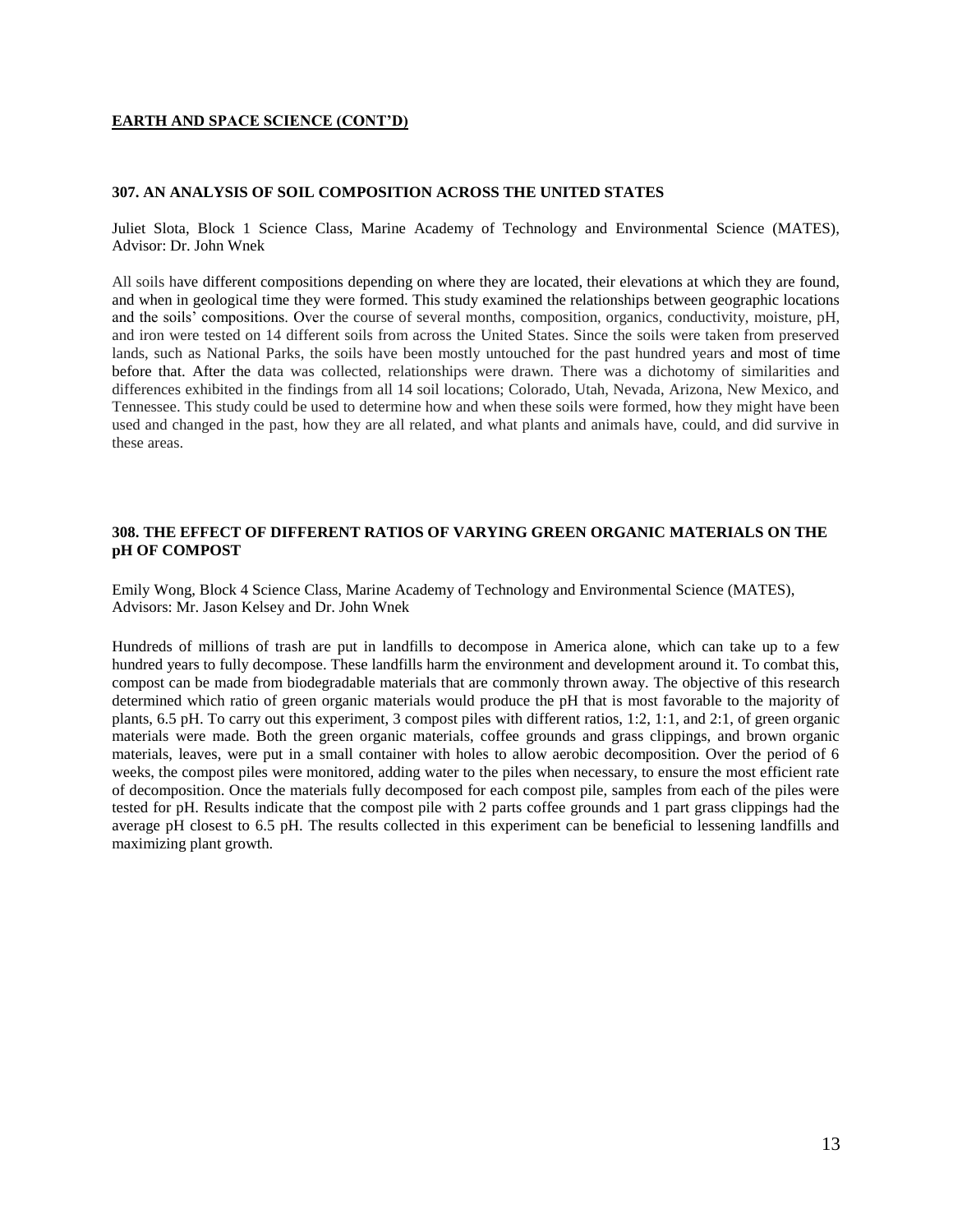**EARTH AND SPACE SCIENCE (CONT'D)**

### 307. AN ANALYSIS OF SOIL COMPOSITION ACROSS THE UNITED STATES

Juliet Slota, Block 1 Science Class, Marine Academy of Technology and Environmental Science (MATES), Advisor: Dr. John Wnek

All soils have different compositions depending on where they are located, their elevations at which they are found, and when in geological time they were formed. This study examined the relationships between geographic locations and the soils' compositions. Over the course of several months, composition, organics, conductivity, moisture, pH, and iron were tested on 14 different soils from across the United States. Since the soils were taken from preserved lands, such as National Parks, the soils have been mostly untouched for the past hundred years and most of time before that. After the data was collected, relationships were drawn. There was a dichotomy of similarities and differences exhibited in the findings from all 14 soil locations; Colorado, Utah, Nevada, Arizona, New Mexico, and Tennessee. This study could be used to determine how and when these soils were formed, how they might have been used and changed in the past, how they are all related, and what plants and animals have, could, and did survive in these areas.

### 308. THE EFFECT OF DIFFERENT RATIOS OF VARYING GREEN ORGANIC MATERIALS ON THE pH OF COMPOST

Emily Wong, Block 4 Science Class, Marine Academy of Technology and Environmental Science (MATES), Advisors: Mr. Jason Kelsey and Dr. John Wnek

Hundreds of millions of trash are put in landfills to decompose in America alone, which can take up to a few hundred years to fully decompose. These landfills harm the environment and development around it. To combat this, compost can be made from biodegradable materials that are commonly thrown away. The objective of this research determined which ratio of green organic materials would produce the pH that is most favorable to the majority of plants, 6.5 pH. To carry out this experiment, 3 compost piles with different ratios, 1:2, 1:1, and 2:1, of green organic materials were made. Both the green organic materials, coffee grounds and grass clippings, and brown organic materials, leaves, were put in a small container with holes to allow aerobic decomposition. Over the period of 6 weeks, the compost piles were monitored, adding water to the piles when necessary, to ensure the most efficient rate of decomposition. Once the materials fully decomposed for each compost pile, samples from each of the piles were tested for pH. Results indicate that the compost pile with 2 parts coffee grounds and 1 part grass clippings had the average pH closest to 6.5 pH. The results collected in this experiment can be beneficial to lessening landfills and maximizing plant growth.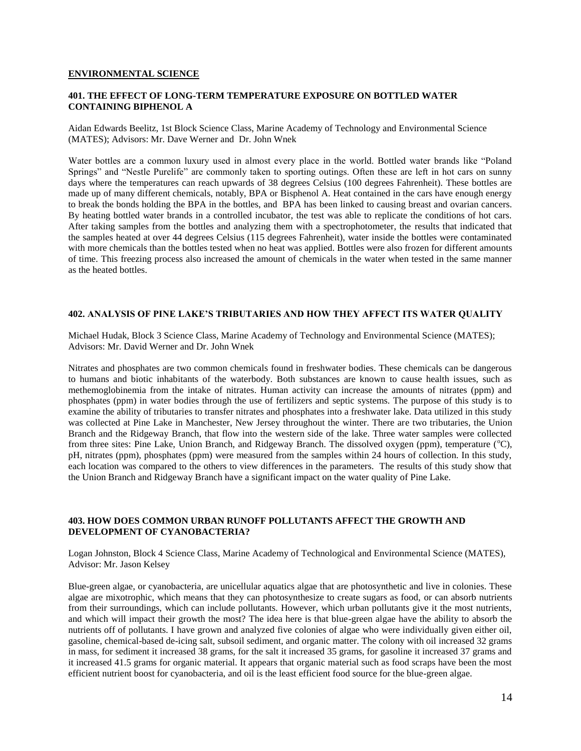## ENVIRONMENTAL SCIENCE

### 401. THE EFFECT OF LONG-TERM TEMPERATURE EXPOSURE ON BOTTLED WATER CONTAINING BIPHENOL A

Aidan Edwards Beelitz, 1st Block Science Class, Marine Academy of Technology and Environmental Science (MATES); Advisors: Mr. Dave Werner and Dr. John Wnek

Water bottles are a common luxury used in almost every place in the world. Bottled water brands like "Poland Springs" and "Nestle Purelife" are commonly taken to sporting outings. Often these are left in hot cars on sunny days where the temperatures can reach upwards of 38 degrees Celsius (100 degrees Fahrenheit). These bottles are made up of many different chemicals, notably, BPA or Bisphenol A. Heat contained in the cars have enough energy to break the bonds holding the BPA in the bottles, and BPA has been linked to causing breast and ovarian cancers. By heating bottled water brands in a controlled incubator, the test was able to replicate the conditions of hot cars. After taking samples from the bottles and analyzing them with a spectrophotometer, the results that indicated that the samples heated at over 44 degrees Celsius (115 degrees Fahrenheit), water inside the bottles were contaminated with more chemicals than the bottles tested when no heat was applied. Bottles were also frozen for different amounts of time. This freezing process also increased the amount of chemicals in the water when tested in the same manner as the heated bottles.

### 402. ANALYSIS OF PINE LAKE'S TRIBUTARIES AND HOW THEY AFFECT ITS WATER QUALITY

Michael Hudak, Block 3 Science Class, Marine Academy of Technology and Environmental Science (MATES); Advisors: Mr. David Werner and Dr. John Wnek

Nitrates and phosphates are two common chemicals found in freshwater bodies. These chemicals can be dangerous to humans and biotic inhabitants of the waterbody. Both substances are known to cause health issues, such as methemoglobinemia from the intake of nitrates. Human activity can increase the amounts of nitrates (ppm) and phosphates (ppm) in water bodies through the use of fertilizers and septic systems. The purpose of this study is to examine the ability of tributaries to transfer nitrates and phosphates into a freshwater lake. Data utilized in this study was collected at Pine Lake in Manchester, New Jersey throughout the winter. There are two tributaries, the Union Branch and the Ridgeway Branch, that flow into the western side of the lake. Three water samples were collected from three sites: Pine Lake, Union Branch, and Ridgeway Branch. The dissolved oxygen (ppm), temperature ($^{o}$C), pH, nitrates (ppm), phosphates (ppm) were measured from the samples within 24 hours of collection. In this study, each location was compared to the others to view differences in the parameters. The results of this study show that the Union Branch and Ridgeway Branch have a significant impact on the water quality of Pine Lake.

### 403. HOW DOES COMMON URBAN RUNOFF POLLUTANTS AFFECT THE GROWTH AND DEVELOPMENT OF CYANOBACTERIA?

Logan Johnston, Block 4 Science Class, Marine Academy of Technological and Environmental Science (MATES), Advisor: Mr. Jason Kelsey

Blue-green algae, or cyanobacteria, are unicellular aquatics algae that are photosynthetic and live in colonies. These algae are mixotrophic, which means that they can photosynthesize to create sugars as food, or can absorb nutrients from their surroundings, which can include pollutants. However, which urban pollutants give it the most nutrients, and which will impact their growth the most? The idea here is that blue-green algae have the ability to absorb the nutrients off of pollutants. I have grown and analyzed five colonies of algae who were individually given either oil, gasoline, chemical-based de-icing salt, subsoil sediment, and organic matter. The colony with oil increased 32 grams in mass, for sediment it increased 38 grams, for the salt it increased 35 grams, for gasoline it increased 37 grams and it increased 41.5 grams for organic material. It appears that organic material such as food scraps have been the most efficient nutrient boost for cyanobacteria, and oil is the least efficient food source for the blue-green algae.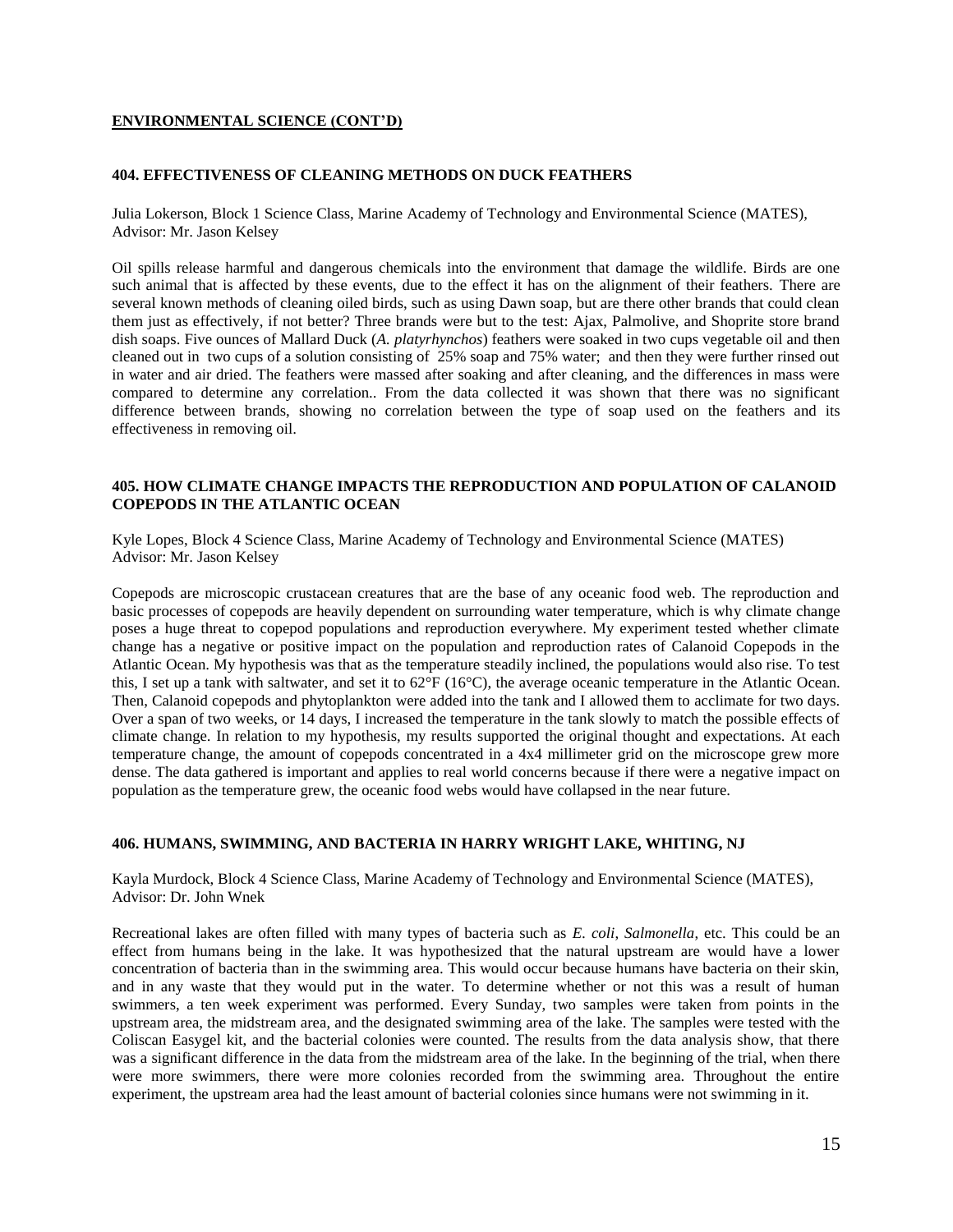**ENVIRONMENTAL SCIENCE (CONT'D)**

### 404. EFFECTIVENESS OF CLEANING METHODS ON DUCK FEATHERS

Julia Lokerson, Block 1 Science Class, Marine Academy of Technology and Environmental Science (MATES), Advisor: Mr. Jason Kelsey

Oil spills release harmful and dangerous chemicals into the environment that damage the wildlife. Birds are one such animal that is affected by these events, due to the effect it has on the alignment of their feathers. There are several known methods of cleaning oiled birds, such as using Dawn soap, but are there other brands that could clean them just as effectively, if not better? Three brands were but to the test: Ajax, Palmolive, and Shoprite store brand dish soaps. Five ounces of Mallard Duck (*A. platyrhynchos*) feathers were soaked in two cups vegetable oil and then cleaned out in two cups of a solution consisting of 25% soap and 75% water; and then they were further rinsed out in water and air dried. The feathers were massed after soaking and after cleaning, and the differences in mass were compared to determine any correlation.. From the data collected it was shown that there was no significant difference between brands, showing no correlation between the type of soap used on the feathers and its effectiveness in removing oil.

### 405. HOW CLIMATE CHANGE IMPACTS THE REPRODUCTION AND POPULATION OF CALANOID COPEPODS IN THE ATLANTIC OCEAN

Kyle Lopes, Block 4 Science Class, Marine Academy of Technology and Environmental Science (MATES) Advisor: Mr. Jason Kelsey

Copepods are microscopic crustacean creatures that are the base of any oceanic food web. The reproduction and basic processes of copepods are heavily dependent on surrounding water temperature, which is why climate change poses a huge threat to copepod populations and reproduction everywhere. My experiment tested whether climate change has a negative or positive impact on the population and reproduction rates of Calanoid Copepods in the Atlantic Ocean. My hypothesis was that as the temperature steadily inclined, the populations would also rise. To test this, I set up a tank with saltwater, and set it to 62°F (16°C), the average oceanic temperature in the Atlantic Ocean. Then, Calanoid copepods and phytoplankton were added into the tank and I allowed them to acclimate for two days. Over a span of two weeks, or 14 days, I increased the temperature in the tank slowly to match the possible effects of climate change. In relation to my hypothesis, my results supported the original thought and expectations. At each temperature change, the amount of copepods concentrated in a 4x4 millimeter grid on the microscope grew more dense. The data gathered is important and applies to real world concerns because if there were a negative impact on population as the temperature grew, the oceanic food webs would have collapsed in the near future.

### 406. HUMANS, SWIMMING, AND BACTERIA IN HARRY WRIGHT LAKE, WHITING, NJ

Kayla Murdock, Block 4 Science Class, Marine Academy of Technology and Environmental Science (MATES), Advisor: Dr. John Wnek

Recreational lakes are often filled with many types of bacteria such as *E. coli*, *Salmonella*, etc. This could be an effect from humans being in the lake. It was hypothesized that the natural upstream are would have a lower concentration of bacteria than in the swimming area. This would occur because humans have bacteria on their skin, and in any waste that they would put in the water. To determine whether or not this was a result of human swimmers, a ten week experiment was performed. Every Sunday, two samples were taken from points in the upstream area, the midstream area, and the designated swimming area of the lake. The samples were tested with the Coliscan Easygel kit, and the bacterial colonies were counted. The results from the data analysis show, that there was a significant difference in the data from the midstream area of the lake. In the beginning of the trial, when there were more swimmers, there were more colonies recorded from the swimming area. Throughout the entire experiment, the upstream area had the least amount of bacterial colonies since humans were not swimming in it.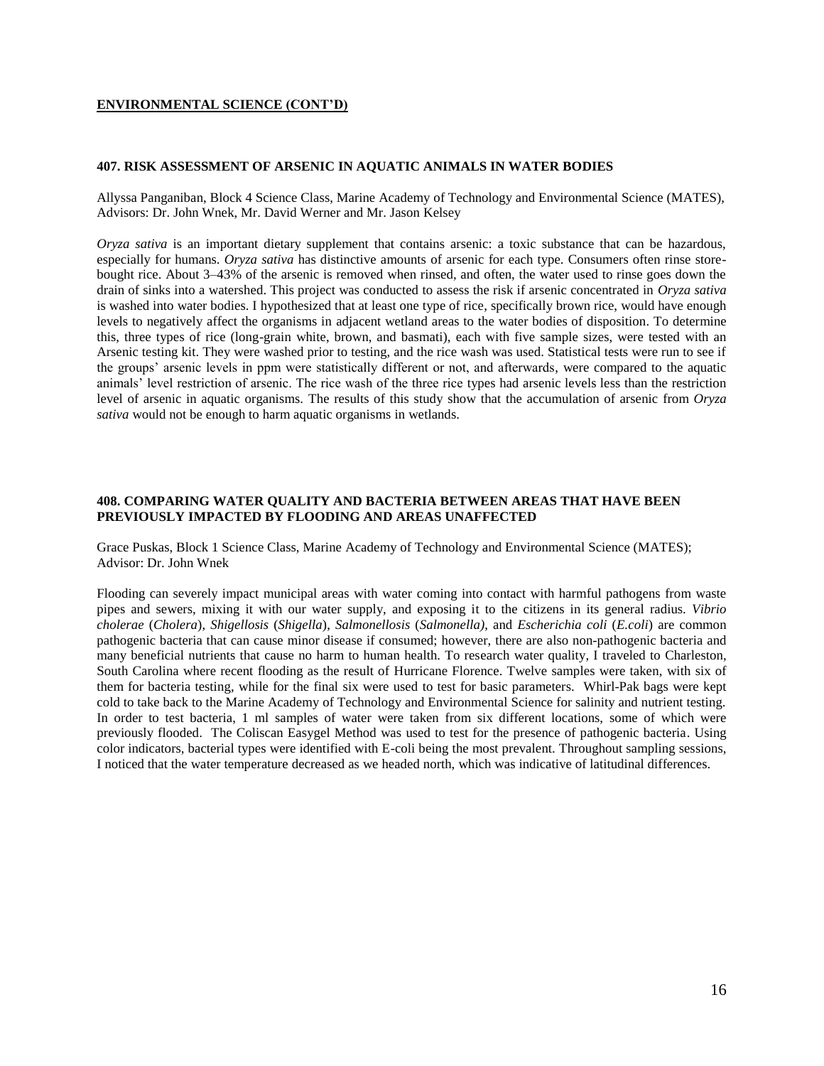**ENVIRONMENTAL SCIENCE (CONT'D)**

### 407. RISK ASSESSMENT OF ARSENIC IN AQUATIC ANIMALS IN WATER BODIES

Allyssa Panganiban, Block 4 Science Class, Marine Academy of Technology and Environmental Science (MATES), Advisors: Dr. John Wnek, Mr. David Werner and Mr. Jason Kelsey

*Oryza sativa* is an important dietary supplement that contains arsenic: a toxic substance that can be hazardous, especially for humans. *Oryza sativa* has distinctive amounts of arsenic for each type. Consumers often rinse store-bought rice. About 3–43% of the arsenic is removed when rinsed, and often, the water used to rinse goes down the drain of sinks into a watershed. This project was conducted to assess the risk if arsenic concentrated in *Oryza sativa* is washed into water bodies. I hypothesized that at least one type of rice, specifically brown rice, would have enough levels to negatively affect the organisms in adjacent wetland areas to the water bodies of disposition. To determine this, three types of rice (long-grain white, brown, and basmati), each with five sample sizes, were tested with an Arsenic testing kit. They were washed prior to testing, and the rice wash was used. Statistical tests were run to see if the groups' arsenic levels in ppm were statistically different or not, and afterwards, were compared to the aquatic animals' level restriction of arsenic. The rice wash of the three rice types had arsenic levels less than the restriction level of arsenic in aquatic organisms. The results of this study show that the accumulation of arsenic from *Oryza sativa* would not be enough to harm aquatic organisms in wetlands.

### 408. COMPARING WATER QUALITY AND BACTERIA BETWEEN AREAS THAT HAVE BEEN PREVIOUSLY IMPACTED BY FLOODING AND AREAS UNAFFECTED

Grace Puskas, Block 1 Science Class, Marine Academy of Technology and Environmental Science (MATES); Advisor: Dr. John Wnek

Flooding can severely impact municipal areas with water coming into contact with harmful pathogens from waste pipes and sewers, mixing it with our water supply, and exposing it to the citizens in its general radius. *Vibrio cholerae* (*Cholera*), *Shigellosis* (*Shigella*), *Salmonellosis* (*Salmonella)*, and *Escherichia coli* (*E.coli*) are common pathogenic bacteria that can cause minor disease if consumed; however, there are also non-pathogenic bacteria and many beneficial nutrients that cause no harm to human health. To research water quality, I traveled to Charleston, South Carolina where recent flooding as the result of Hurricane Florence. Twelve samples were taken, with six of them for bacteria testing, while for the final six were used to test for basic parameters. Whirl-Pak bags were kept cold to take back to the Marine Academy of Technology and Environmental Science for salinity and nutrient testing. In order to test bacteria, 1 ml samples of water were taken from six different locations, some of which were previously flooded. The Coliscan Easygel Method was used to test for the presence of pathogenic bacteria. Using color indicators, bacterial types were identified with E-coli being the most prevalent. Throughout sampling sessions, I noticed that the water temperature decreased as we headed north, which was indicative of latitudinal differences.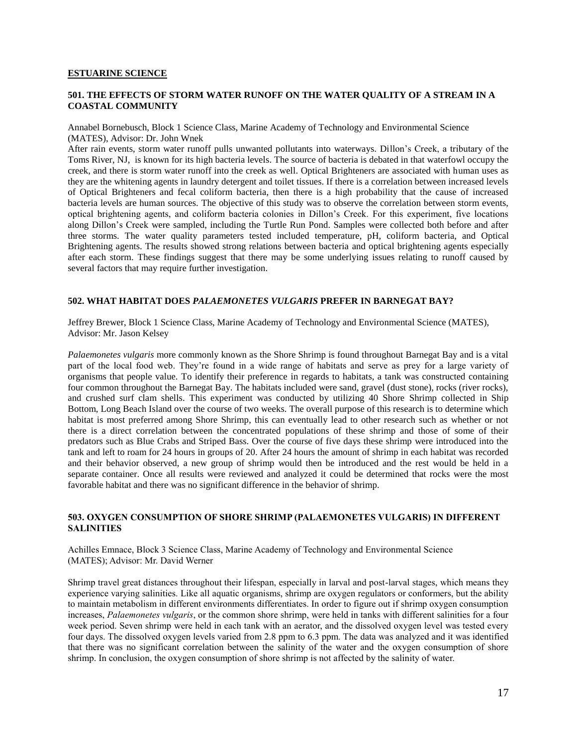## ESTUARINE SCIENCE

### 501. THE EFFECTS OF STORM WATER RUNOFF ON THE WATER QUALITY OF A STREAM IN A COASTAL COMMUNITY

Annabel Bornebusch, Block 1 Science Class, Marine Academy of Technology and Environmental Science (MATES), Advisor: Dr. John Wnek

After rain events, storm water runoff pulls unwanted pollutants into waterways. Dillon's Creek, a tributary of the Toms River, NJ, is known for its high bacteria levels. The source of bacteria is debated in that waterfowl occupy the creek, and there is storm water runoff into the creek as well. Optical Brighteners are associated with human uses as they are the whitening agents in laundry detergent and toilet tissues. If there is a correlation between increased levels of Optical Brighteners and fecal coliform bacteria, then there is a high probability that the cause of increased bacteria levels are human sources. The objective of this study was to observe the correlation between storm events, optical brightening agents, and coliform bacteria colonies in Dillon's Creek. For this experiment, five locations along Dillon's Creek were sampled, including the Turtle Run Pond. Samples were collected both before and after three storms. The water quality parameters tested included temperature, pH, coliform bacteria, and Optical Brightening agents. The results showed strong relations between bacteria and optical brightening agents especially after each storm. These findings suggest that there may be some underlying issues relating to runoff caused by several factors that may require further investigation.

### 502. WHAT HABITAT DOES *PALAEMONETES VULGARIS* PREFER IN BARNEGAT BAY?

Jeffrey Brewer, Block 1 Science Class, Marine Academy of Technology and Environmental Science (MATES), Advisor: Mr. Jason Kelsey

*Palaemonetes vulgaris* more commonly known as the Shore Shrimp is found throughout Barnegat Bay and is a vital part of the local food web. They're found in a wide range of habitats and serve as prey for a large variety of organisms that people value. To identify their preference in regards to habitats, a tank was constructed containing four common throughout the Barnegat Bay. The habitats included were sand, gravel (dust stone), rocks (river rocks), and crushed surf clam shells. This experiment was conducted by utilizing 40 Shore Shrimp collected in Ship Bottom, Long Beach Island over the course of two weeks. The overall purpose of this research is to determine which habitat is most preferred among Shore Shrimp, this can eventually lead to other research such as whether or not there is a direct correlation between the concentrated populations of these shrimp and those of some of their predators such as Blue Crabs and Striped Bass. Over the course of five days these shrimp were introduced into the tank and left to roam for 24 hours in groups of 20. After 24 hours the amount of shrimp in each habitat was recorded and their behavior observed, a new group of shrimp would then be introduced and the rest would be held in a separate container. Once all results were reviewed and analyzed it could be determined that rocks were the most favorable habitat and there was no significant difference in the behavior of shrimp.

### 503. OXYGEN CONSUMPTION OF SHORE SHRIMP (PALAEMONETES VULGARIS) IN DIFFERENT SALINITIES

Achilles Emnace, Block 3 Science Class, Marine Academy of Technology and Environmental Science (MATES); Advisor: Mr. David Werner

Shrimp travel great distances throughout their lifespan, especially in larval and post-larval stages, which means they experience varying salinities. Like all aquatic organisms, shrimp are oxygen regulators or conformers, but the ability to maintain metabolism in different environments differentiates. In order to figure out if shrimp oxygen consumption increases, *Palaemonetes vulgaris*, or the common shore shrimp, were held in tanks with different salinities for a four week period. Seven shrimp were held in each tank with an aerator, and the dissolved oxygen level was tested every four days. The dissolved oxygen levels varied from 2.8 ppm to 6.3 ppm. The data was analyzed and it was identified that there was no significant correlation between the salinity of the water and the oxygen consumption of shore shrimp. In conclusion, the oxygen consumption of shore shrimp is not affected by the salinity of water.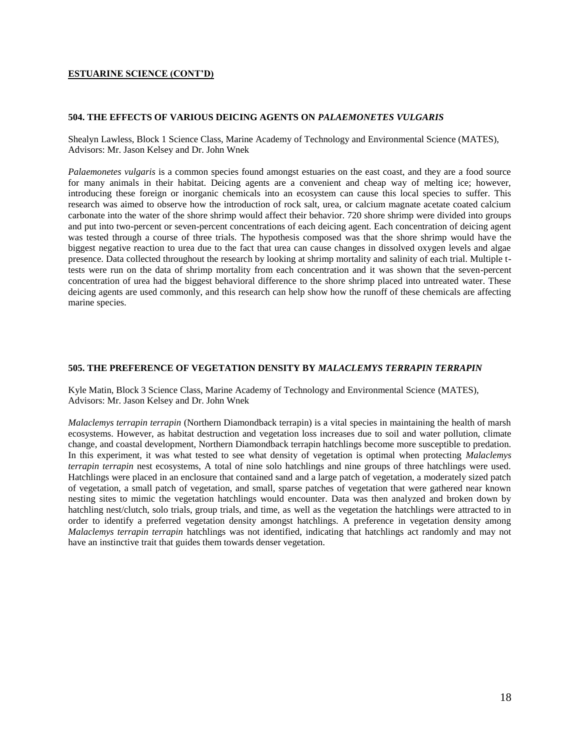**ESTUARINE SCIENCE (CONT'D)**

### 504. THE EFFECTS OF VARIOUS DEICING AGENTS ON *PALAEMONETES VULGARIS*

Shealyn Lawless, Block 1 Science Class, Marine Academy of Technology and Environmental Science (MATES), Advisors: Mr. Jason Kelsey and Dr. John Wnek

*Palaemonetes vulgaris* is a common species found amongst estuaries on the east coast, and they are a food source for many animals in their habitat. Deicing agents are a convenient and cheap way of melting ice; however, introducing these foreign or inorganic chemicals into an ecosystem can cause this local species to suffer. This research was aimed to observe how the introduction of rock salt, urea, or calcium magnate acetate coated calcium carbonate into the water of the shore shrimp would affect their behavior. 720 shore shrimp were divided into groups and put into two-percent or seven-percent concentrations of each deicing agent. Each concentration of deicing agent was tested through a course of three trials. The hypothesis composed was that the shore shrimp would have the biggest negative reaction to urea due to the fact that urea can cause changes in dissolved oxygen levels and algae presence. Data collected throughout the research by looking at shrimp mortality and salinity of each trial. Multiple t-tests were run on the data of shrimp mortality from each concentration and it was shown that the seven-percent concentration of urea had the biggest behavioral difference to the shore shrimp placed into untreated water. These deicing agents are used commonly, and this research can help show how the runoff of these chemicals are affecting marine species.

### 505. THE PREFERENCE OF VEGETATION DENSITY BY *MALACLEMYS TERRAPIN TERRAPIN*

Kyle Matin, Block 3 Science Class, Marine Academy of Technology and Environmental Science (MATES), Advisors: Mr. Jason Kelsey and Dr. John Wnek

*Malaclemys terrapin terrapin* (Northern Diamondback terrapin) is a vital species in maintaining the health of marsh ecosystems. However, as habitat destruction and vegetation loss increases due to soil and water pollution, climate change, and coastal development, Northern Diamondback terrapin hatchlings become more susceptible to predation. In this experiment, it was what tested to see what density of vegetation is optimal when protecting *Malaclemys terrapin terrapin* nest ecosystems, A total of nine solo hatchlings and nine groups of three hatchlings were used. Hatchlings were placed in an enclosure that contained sand and a large patch of vegetation, a moderately sized patch of vegetation, a small patch of vegetation, and small, sparse patches of vegetation that were gathered near known nesting sites to mimic the vegetation hatchlings would encounter. Data was then analyzed and broken down by hatchling nest/clutch, solo trials, group trials, and time, as well as the vegetation the hatchlings were attracted to in order to identify a preferred vegetation density amongst hatchlings. A preference in vegetation density among *Malaclemys terrapin terrapin* hatchlings was not identified, indicating that hatchlings act randomly and may not have an instinctive trait that guides them towards denser vegetation.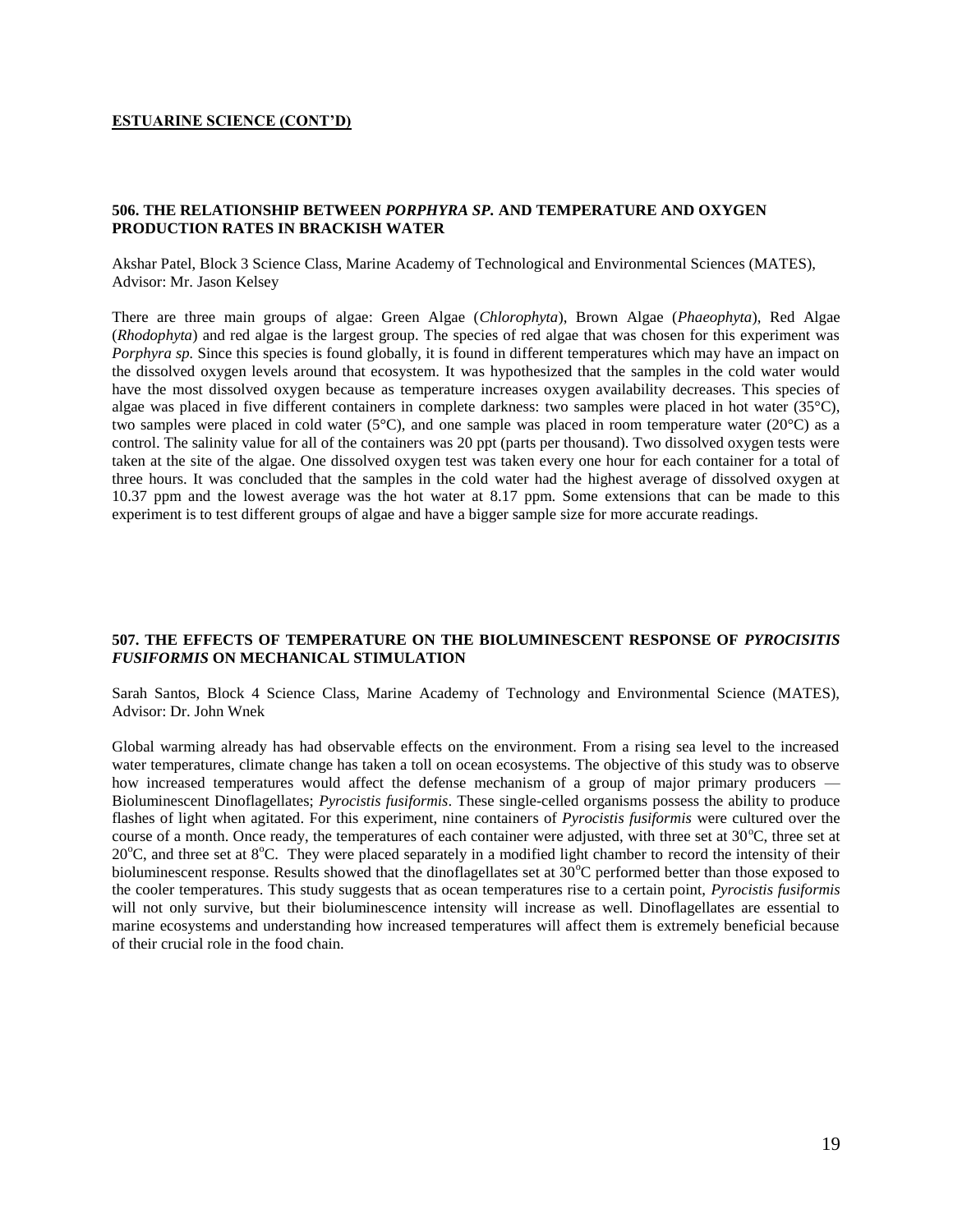**ESTUARINE SCIENCE (CONT'D)**

### 506. THE RELATIONSHIP BETWEEN *PORPHYRA SP.* AND TEMPERATURE AND OXYGEN PRODUCTION RATES IN BRACKISH WATER

Akshar Patel, Block 3 Science Class, Marine Academy of Technological and Environmental Sciences (MATES), Advisor: Mr. Jason Kelsey

There are three main groups of algae: Green Algae (*Chlorophyta*), Brown Algae (*Phaeophyta*), Red Algae (*Rhodophyta*) and red algae is the largest group. The species of red algae that was chosen for this experiment was *Porphyra sp.* Since this species is found globally, it is found in different temperatures which may have an impact on the dissolved oxygen levels around that ecosystem. It was hypothesized that the samples in the cold water would have the most dissolved oxygen because as temperature increases oxygen availability decreases. This species of algae was placed in five different containers in complete darkness: two samples were placed in hot water (35°C), two samples were placed in cold water (5°C), and one sample was placed in room temperature water (20°C) as a control. The salinity value for all of the containers was 20 ppt (parts per thousand). Two dissolved oxygen tests were taken at the site of the algae. One dissolved oxygen test was taken every one hour for each container for a total of three hours. It was concluded that the samples in the cold water had the highest average of dissolved oxygen at 10.37 ppm and the lowest average was the hot water at 8.17 ppm. Some extensions that can be made to this experiment is to test different groups of algae and have a bigger sample size for more accurate readings.

### 507. THE EFFECTS OF TEMPERATURE ON THE BIOLUMINESCENT RESPONSE OF *PYROCISITIS FUSIFORMIS* ON MECHANICAL STIMULATION

Sarah Santos, Block 4 Science Class, Marine Academy of Technology and Environmental Science (MATES), Advisor: Dr. John Wnek

Global warming already has had observable effects on the environment. From a rising sea level to the increased water temperatures, climate change has taken a toll on ocean ecosystems. The objective of this study was to observe how increased temperatures would affect the defense mechanism of a group of major primary producers — Bioluminescent Dinoflagellates; *Pyrocistis fusiformis*. These single-celled organisms possess the ability to produce flashes of light when agitated. For this experiment, nine containers of *Pyrocistis fusiformis* were cultured over the course of a month. Once ready, the temperatures of each container were adjusted, with three set at 30°C, three set at 20°C, and three set at 8°C. They were placed separately in a modified light chamber to record the intensity of their bioluminescent response. Results showed that the dinoflagellates set at 30°C performed better than those exposed to the cooler temperatures. This study suggests that as ocean temperatures rise to a certain point, *Pyrocistis fusiformis* will not only survive, but their bioluminescence intensity will increase as well. Dinoflagellates are essential to marine ecosystems and understanding how increased temperatures will affect them is extremely beneficial because of their crucial role in the food chain.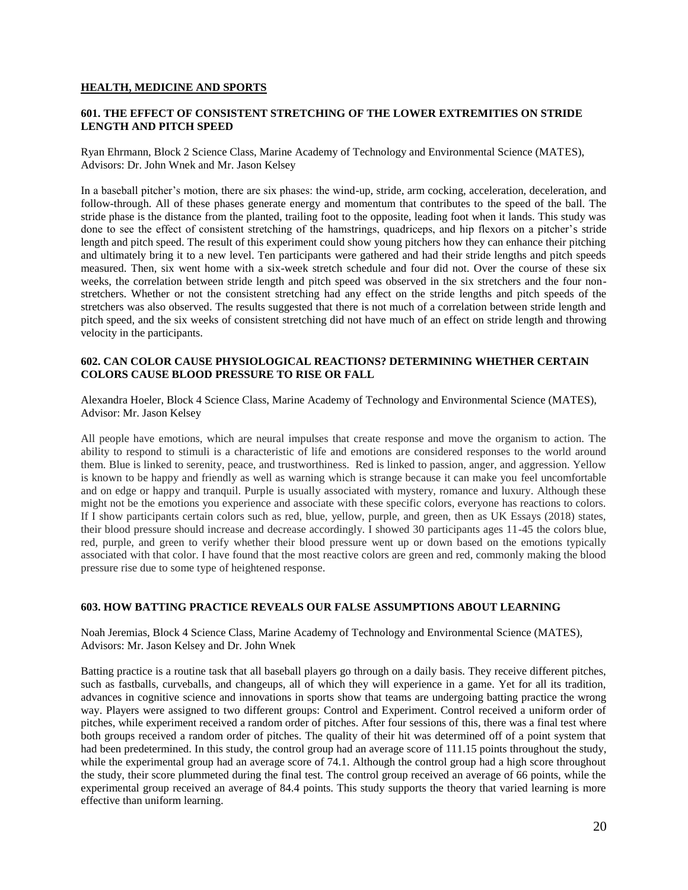## HEALTH, MEDICINE AND SPORTS

### 601. THE EFFECT OF CONSISTENT STRETCHING OF THE LOWER EXTREMITIES ON STRIDE LENGTH AND PITCH SPEED

Ryan Ehrmann, Block 2 Science Class, Marine Academy of Technology and Environmental Science (MATES), Advisors: Dr. John Wnek and Mr. Jason Kelsey

In a baseball pitcher's motion, there are six phases: the wind-up, stride, arm cocking, acceleration, deceleration, and follow-through. All of these phases generate energy and momentum that contributes to the speed of the ball. The stride phase is the distance from the planted, trailing foot to the opposite, leading foot when it lands. This study was done to see the effect of consistent stretching of the hamstrings, quadriceps, and hip flexors on a pitcher's stride length and pitch speed. The result of this experiment could show young pitchers how they can enhance their pitching and ultimately bring it to a new level. Ten participants were gathered and had their stride lengths and pitch speeds measured. Then, six went home with a six-week stretch schedule and four did not. Over the course of these six weeks, the correlation between stride length and pitch speed was observed in the six stretchers and the four non-stretchers. Whether or not the consistent stretching had any effect on the stride lengths and pitch speeds of the stretchers was also observed. The results suggested that there is not much of a correlation between stride length and pitch speed, and the six weeks of consistent stretching did not have much of an effect on stride length and throwing velocity in the participants.

### 602. CAN COLOR CAUSE PHYSIOLOGICAL REACTIONS? DETERMINING WHETHER CERTAIN COLORS CAUSE BLOOD PRESSURE TO RISE OR FALL

Alexandra Hoeler, Block 4 Science Class, Marine Academy of Technology and Environmental Science (MATES), Advisor: Mr. Jason Kelsey

All people have emotions, which are neural impulses that create response and move the organism to action. The ability to respond to stimuli is a characteristic of life and emotions are considered responses to the world around them. Blue is linked to serenity, peace, and trustworthiness. Red is linked to passion, anger, and aggression. Yellow is known to be happy and friendly as well as warning which is strange because it can make you feel uncomfortable and on edge or happy and tranquil. Purple is usually associated with mystery, romance and luxury. Although these might not be the emotions you experience and associate with these specific colors, everyone has reactions to colors. If I show participants certain colors such as red, blue, yellow, purple, and green, then as UK Essays (2018) states, their blood pressure should increase and decrease accordingly. I showed 30 participants ages 11-45 the colors blue, red, purple, and green to verify whether their blood pressure went up or down based on the emotions typically associated with that color. I have found that the most reactive colors are green and red, commonly making the blood pressure rise due to some type of heightened response.

### 603. HOW BATTING PRACTICE REVEALS OUR FALSE ASSUMPTIONS ABOUT LEARNING

Noah Jeremias, Block 4 Science Class, Marine Academy of Technology and Environmental Science (MATES), Advisors: Mr. Jason Kelsey and Dr. John Wnek

Batting practice is a routine task that all baseball players go through on a daily basis. They receive different pitches, such as fastballs, curveballs, and changeups, all of which they will experience in a game. Yet for all its tradition, advances in cognitive science and innovations in sports show that teams are undergoing batting practice the wrong way. Players were assigned to two different groups: Control and Experiment. Control received a uniform order of pitches, while experiment received a random order of pitches. After four sessions of this, there was a final test where both groups received a random order of pitches. The quality of their hit was determined off of a point system that had been predetermined. In this study, the control group had an average score of 111.15 points throughout the study, while the experimental group had an average score of 74.1. Although the control group had a high score throughout the study, their score plummeted during the final test. The control group received an average of 66 points, while the experimental group received an average of 84.4 points. This study supports the theory that varied learning is more effective than uniform learning.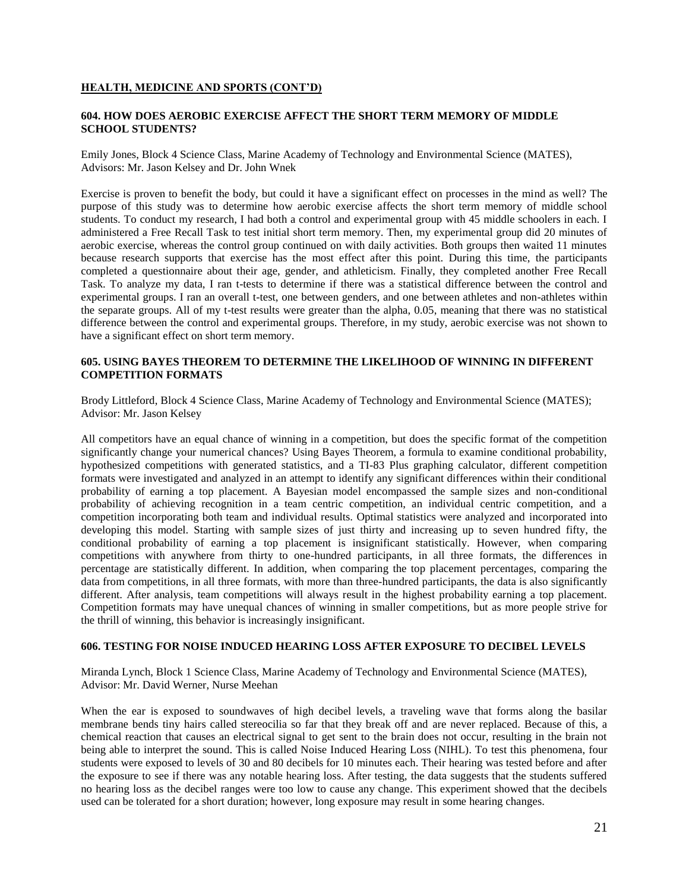## HEALTH, MEDICINE AND SPORTS (CONT'D)

### 604. HOW DOES AEROBIC EXERCISE AFFECT THE SHORT TERM MEMORY OF MIDDLE SCHOOL STUDENTS?

Emily Jones, Block 4 Science Class, Marine Academy of Technology and Environmental Science (MATES), Advisors: Mr. Jason Kelsey and Dr. John Wnek

Exercise is proven to benefit the body, but could it have a significant effect on processes in the mind as well? The purpose of this study was to determine how aerobic exercise affects the short term memory of middle school students. To conduct my research, I had both a control and experimental group with 45 middle schoolers in each. I administered a Free Recall Task to test initial short term memory. Then, my experimental group did 20 minutes of aerobic exercise, whereas the control group continued on with daily activities. Both groups then waited 11 minutes because research supports that exercise has the most effect after this point. During this time, the participants completed a questionnaire about their age, gender, and athleticism. Finally, they completed another Free Recall Task. To analyze my data, I ran t-tests to determine if there was a statistical difference between the control and experimental groups. I ran an overall t-test, one between genders, and one between athletes and non-athletes within the separate groups. All of my t-test results were greater than the alpha, 0.05, meaning that there was no statistical difference between the control and experimental groups. Therefore, in my study, aerobic exercise was not shown to have a significant effect on short term memory.

### 605. USING BAYES THEOREM TO DETERMINE THE LIKELIHOOD OF WINNING IN DIFFERENT COMPETITION FORMATS

Brody Littleford, Block 4 Science Class, Marine Academy of Technology and Environmental Science (MATES); Advisor: Mr. Jason Kelsey

All competitors have an equal chance of winning in a competition, but does the specific format of the competition significantly change your numerical chances? Using Bayes Theorem, a formula to examine conditional probability, hypothesized competitions with generated statistics, and a TI-83 Plus graphing calculator, different competition formats were investigated and analyzed in an attempt to identify any significant differences within their conditional probability of earning a top placement. A Bayesian model encompassed the sample sizes and non-conditional probability of achieving recognition in a team centric competition, an individual centric competition, and a competition incorporating both team and individual results. Optimal statistics were analyzed and incorporated into developing this model. Starting with sample sizes of just thirty and increasing up to seven hundred fifty, the conditional probability of earning a top placement is insignificant statistically. However, when comparing competitions with anywhere from thirty to one-hundred participants, in all three formats, the differences in percentage are statistically different. In addition, when comparing the top placement percentages, comparing the data from competitions, in all three formats, with more than three-hundred participants, the data is also significantly different. After analysis, team competitions will always result in the highest probability earning a top placement. Competition formats may have unequal chances of winning in smaller competitions, but as more people strive for the thrill of winning, this behavior is increasingly insignificant.

### 606. TESTING FOR NOISE INDUCED HEARING LOSS AFTER EXPOSURE TO DECIBEL LEVELS

Miranda Lynch, Block 1 Science Class, Marine Academy of Technology and Environmental Science (MATES), Advisor: Mr. David Werner, Nurse Meehan

When the ear is exposed to soundwaves of high decibel levels, a traveling wave that forms along the basilar membrane bends tiny hairs called stereocilia so far that they break off and are never replaced. Because of this, a chemical reaction that causes an electrical signal to get sent to the brain does not occur, resulting in the brain not being able to interpret the sound. This is called Noise Induced Hearing Loss (NIHL). To test this phenomena, four students were exposed to levels of 30 and 80 decibels for 10 minutes each. Their hearing was tested before and after the exposure to see if there was any notable hearing loss. After testing, the data suggests that the students suffered no hearing loss as the decibel ranges were too low to cause any change. This experiment showed that the decibels used can be tolerated for a short duration; however, long exposure may result in some hearing changes.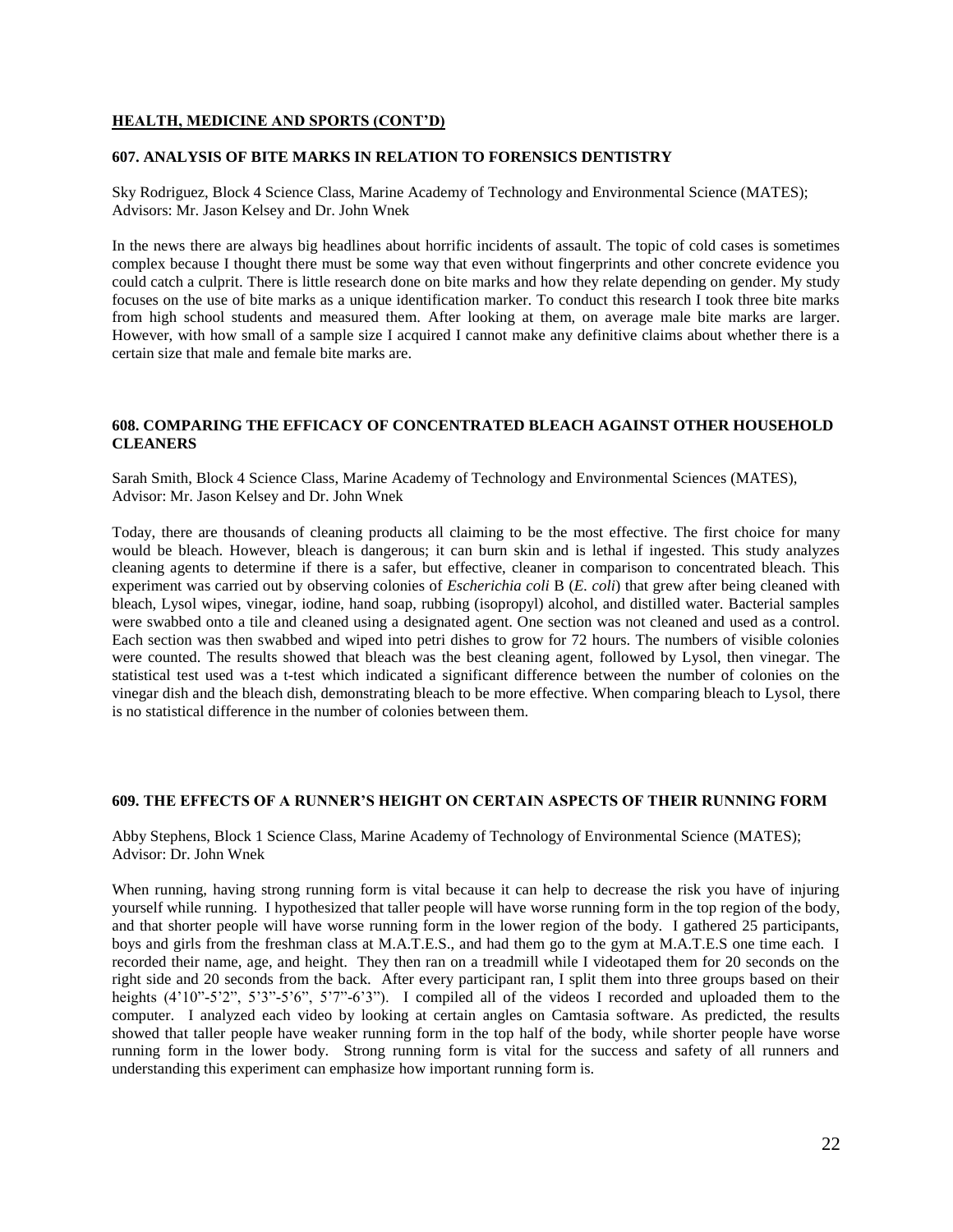## HEALTH, MEDICINE AND SPORTS (CONT'D)

### 607. ANALYSIS OF BITE MARKS IN RELATION TO FORENSICS DENTISTRY

Sky Rodriguez, Block 4 Science Class, Marine Academy of Technology and Environmental Science (MATES); Advisors: Mr. Jason Kelsey and Dr. John Wnek

In the news there are always big headlines about horrific incidents of assault. The topic of cold cases is sometimes complex because I thought there must be some way that even without fingerprints and other concrete evidence you could catch a culprit. There is little research done on bite marks and how they relate depending on gender. My study focuses on the use of bite marks as a unique identification marker. To conduct this research I took three bite marks from high school students and measured them. After looking at them, on average male bite marks are larger. However, with how small of a sample size I acquired I cannot make any definitive claims about whether there is a certain size that male and female bite marks are.

### 608. COMPARING THE EFFICACY OF CONCENTRATED BLEACH AGAINST OTHER HOUSEHOLD CLEANERS

Sarah Smith, Block 4 Science Class, Marine Academy of Technology and Environmental Sciences (MATES), Advisor: Mr. Jason Kelsey and Dr. John Wnek

Today, there are thousands of cleaning products all claiming to be the most effective. The first choice for many would be bleach. However, bleach is dangerous; it can burn skin and is lethal if ingested. This study analyzes cleaning agents to determine if there is a safer, but effective, cleaner in comparison to concentrated bleach. This experiment was carried out by observing colonies of *Escherichia coli* B (*E. coli*) that grew after being cleaned with bleach, Lysol wipes, vinegar, iodine, hand soap, rubbing (isopropyl) alcohol, and distilled water. Bacterial samples were swabbed onto a tile and cleaned using a designated agent. One section was not cleaned and used as a control. Each section was then swabbed and wiped into petri dishes to grow for 72 hours. The numbers of visible colonies were counted. The results showed that bleach was the best cleaning agent, followed by Lysol, then vinegar. The statistical test used was a t-test which indicated a significant difference between the number of colonies on the vinegar dish and the bleach dish, demonstrating bleach to be more effective. When comparing bleach to Lysol, there is no statistical difference in the number of colonies between them.

### 609. THE EFFECTS OF A RUNNER'S HEIGHT ON CERTAIN ASPECTS OF THEIR RUNNING FORM

Abby Stephens, Block 1 Science Class, Marine Academy of Technology of Environmental Science (MATES); Advisor: Dr. John Wnek

When running, having strong running form is vital because it can help to decrease the risk you have of injuring yourself while running. I hypothesized that taller people will have worse running form in the top region of the body, and that shorter people will have worse running form in the lower region of the body. I gathered 25 participants, boys and girls from the freshman class at M.A.T.E.S., and had them go to the gym at M.A.T.E.S one time each. I recorded their name, age, and height. They then ran on a treadmill while I videotaped them for 20 seconds on the right side and 20 seconds from the back. After every participant ran, I split them into three groups based on their heights (4'10"-5'2", 5'3"-5'6", 5'7"-6'3"). I compiled all of the videos I recorded and uploaded them to the computer. I analyzed each video by looking at certain angles on Camtasia software. As predicted, the results showed that taller people have weaker running form in the top half of the body, while shorter people have worse running form in the lower body. Strong running form is vital for the success and safety of all runners and understanding this experiment can emphasize how important running form is.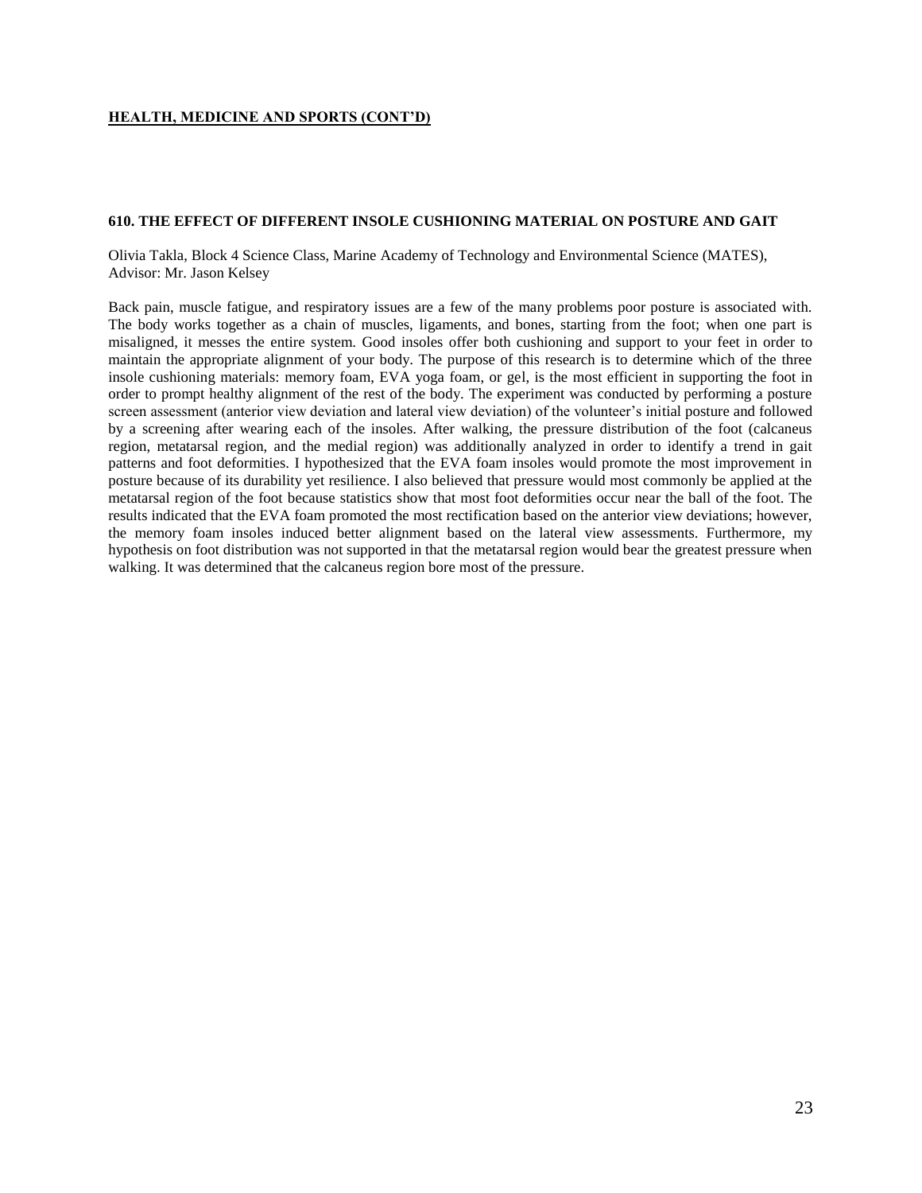## HEALTH, MEDICINE AND SPORTS (CONT'D)

### 610. THE EFFECT OF DIFFERENT INSOLE CUSHIONING MATERIAL ON POSTURE AND GAIT

Olivia Takla, Block 4 Science Class, Marine Academy of Technology and Environmental Science (MATES), Advisor: Mr. Jason Kelsey

Back pain, muscle fatigue, and respiratory issues are a few of the many problems poor posture is associated with. The body works together as a chain of muscles, ligaments, and bones, starting from the foot; when one part is misaligned, it messes the entire system. Good insoles offer both cushioning and support to your feet in order to maintain the appropriate alignment of your body. The purpose of this research is to determine which of the three insole cushioning materials: memory foam, EVA yoga foam, or gel, is the most efficient in supporting the foot in order to prompt healthy alignment of the rest of the body. The experiment was conducted by performing a posture screen assessment (anterior view deviation and lateral view deviation) of the volunteer's initial posture and followed by a screening after wearing each of the insoles. After walking, the pressure distribution of the foot (calcaneus region, metatarsal region, and the medial region) was additionally analyzed in order to identify a trend in gait patterns and foot deformities. I hypothesized that the EVA foam insoles would promote the most improvement in posture because of its durability yet resilience. I also believed that pressure would most commonly be applied at the metatarsal region of the foot because statistics show that most foot deformities occur near the ball of the foot. The results indicated that the EVA foam promoted the most rectification based on the anterior view deviations; however, the memory foam insoles induced better alignment based on the lateral view assessments. Furthermore, my hypothesis on foot distribution was not supported in that the metatarsal region would bear the greatest pressure when walking. It was determined that the calcaneus region bore most of the pressure.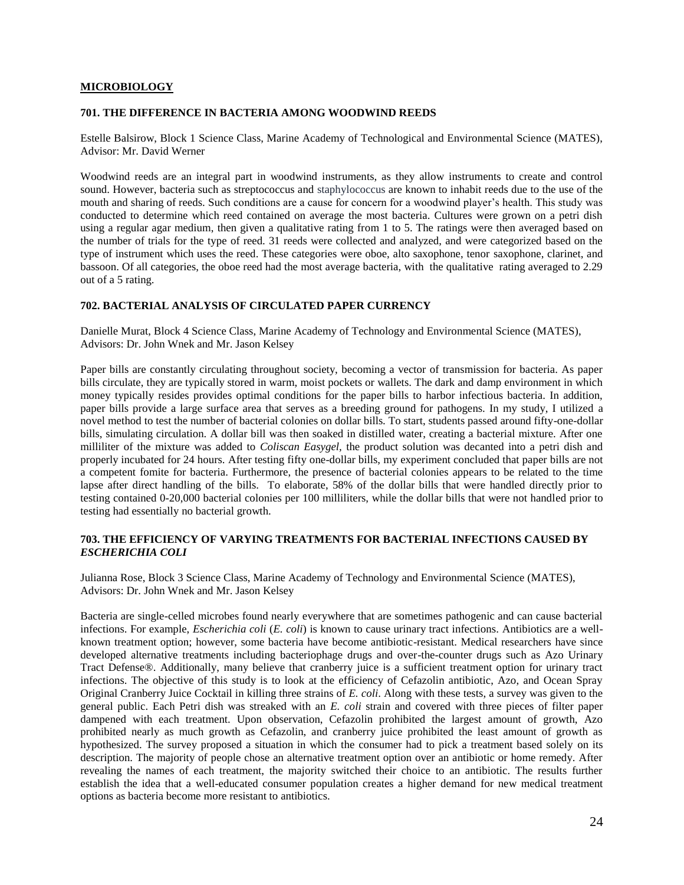## MICROBIOLOGY

### 701. THE DIFFERENCE IN BACTERIA AMONG WOODWIND REEDS

Estelle Balsirow, Block 1 Science Class, Marine Academy of Technological and Environmental Science (MATES), Advisor: Mr. David Werner

Woodwind reeds are an integral part in woodwind instruments, as they allow instruments to create and control sound. However, bacteria such as streptococcus and staphylococcus are known to inhabit reeds due to the use of the mouth and sharing of reeds. Such conditions are a cause for concern for a woodwind player's health. This study was conducted to determine which reed contained on average the most bacteria. Cultures were grown on a petri dish using a regular agar medium, then given a qualitative rating from 1 to 5. The ratings were then averaged based on the number of trials for the type of reed. 31 reeds were collected and analyzed, and were categorized based on the type of instrument which uses the reed. These categories were oboe, alto saxophone, tenor saxophone, clarinet, and bassoon. Of all categories, the oboe reed had the most average bacteria, with the qualitative rating averaged to 2.29 out of a 5 rating.

### 702. BACTERIAL ANALYSIS OF CIRCULATED PAPER CURRENCY

Danielle Murat, Block 4 Science Class, Marine Academy of Technology and Environmental Science (MATES), Advisors: Dr. John Wnek and Mr. Jason Kelsey

Paper bills are constantly circulating throughout society, becoming a vector of transmission for bacteria. As paper bills circulate, they are typically stored in warm, moist pockets or wallets. The dark and damp environment in which money typically resides provides optimal conditions for the paper bills to harbor infectious bacteria. In addition, paper bills provide a large surface area that serves as a breeding ground for pathogens. In my study, I utilized a novel method to test the number of bacterial colonies on dollar bills. To start, students passed around fifty-one-dollar bills, simulating circulation. A dollar bill was then soaked in distilled water, creating a bacterial mixture. After one milliliter of the mixture was added to *Coliscan Easygel,* the product solution was decanted into a petri dish and properly incubated for 24 hours. After testing fifty one-dollar bills, my experiment concluded that paper bills are not a competent fomite for bacteria. Furthermore, the presence of bacterial colonies appears to be related to the time lapse after direct handling of the bills. To elaborate, 58% of the dollar bills that were handled directly prior to testing contained 0-20,000 bacterial colonies per 100 milliliters, while the dollar bills that were not handled prior to testing had essentially no bacterial growth.

### 703. THE EFFICIENCY OF VARYING TREATMENTS FOR BACTERIAL INFECTIONS CAUSED BY *ESCHERICHIA COLI*

Julianna Rose, Block 3 Science Class, Marine Academy of Technology and Environmental Science (MATES), Advisors: Dr. John Wnek and Mr. Jason Kelsey

Bacteria are single-celled microbes found nearly everywhere that are sometimes pathogenic and can cause bacterial infections. For example, *Escherichia coli* (*E. coli*) is known to cause urinary tract infections. Antibiotics are a well-known treatment option; however, some bacteria have become antibiotic-resistant. Medical researchers have since developed alternative treatments including bacteriophage drugs and over-the-counter drugs such as Azo Urinary Tract Defense®. Additionally, many believe that cranberry juice is a sufficient treatment option for urinary tract infections. The objective of this study is to look at the efficiency of Cefazolin antibiotic, Azo, and Ocean Spray Original Cranberry Juice Cocktail in killing three strains of *E. coli*. Along with these tests, a survey was given to the general public. Each Petri dish was streaked with an *E. coli* strain and covered with three pieces of filter paper dampened with each treatment. Upon observation, Cefazolin prohibited the largest amount of growth, Azo prohibited nearly as much growth as Cefazolin, and cranberry juice prohibited the least amount of growth as hypothesized. The survey proposed a situation in which the consumer had to pick a treatment based solely on its description. The majority of people chose an alternative treatment option over an antibiotic or home remedy. After revealing the names of each treatment, the majority switched their choice to an antibiotic. The results further establish the idea that a well-educated consumer population creates a higher demand for new medical treatment options as bacteria become more resistant to antibiotics.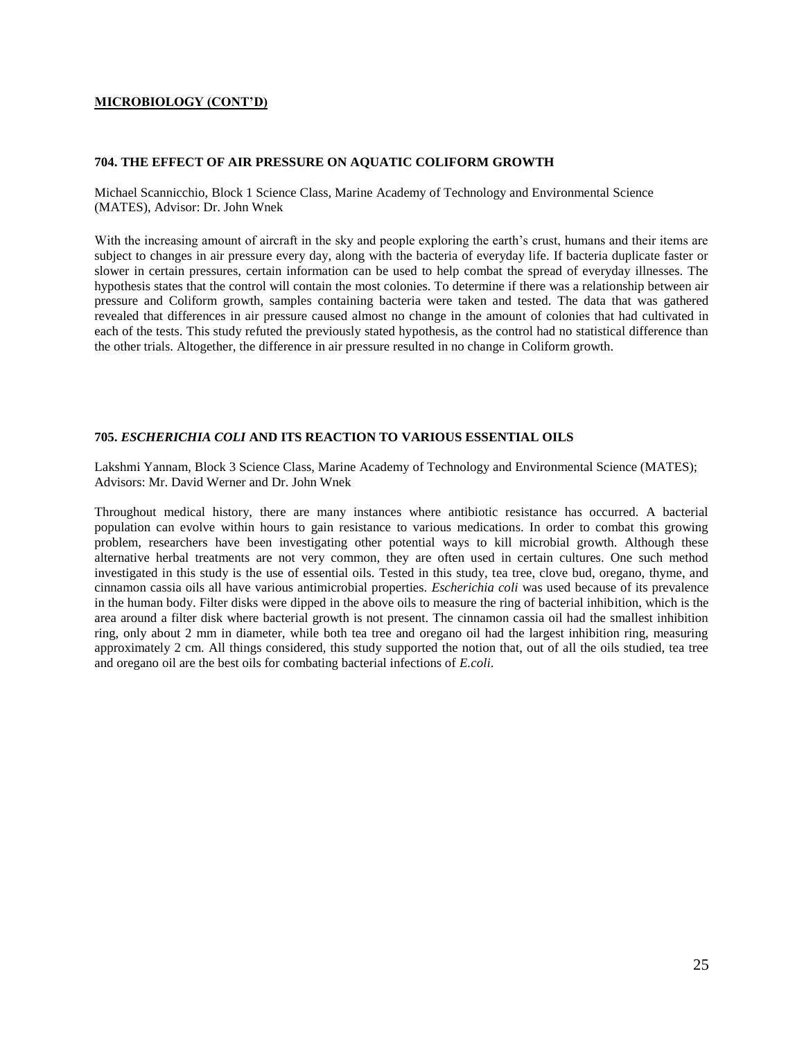## MICROBIOLOGY (CONT'D)

### 704. THE EFFECT OF AIR PRESSURE ON AQUATIC COLIFORM GROWTH

Michael Scannicchio, Block 1 Science Class, Marine Academy of Technology and Environmental Science (MATES), Advisor: Dr. John Wnek

With the increasing amount of aircraft in the sky and people exploring the earth's crust, humans and their items are subject to changes in air pressure every day, along with the bacteria of everyday life. If bacteria duplicate faster or slower in certain pressures, certain information can be used to help combat the spread of everyday illnesses. The hypothesis states that the control will contain the most colonies. To determine if there was a relationship between air pressure and Coliform growth, samples containing bacteria were taken and tested. The data that was gathered revealed that differences in air pressure caused almost no change in the amount of colonies that had cultivated in each of the tests. This study refuted the previously stated hypothesis, as the control had no statistical difference than the other trials. Altogether, the difference in air pressure resulted in no change in Coliform growth.

### 705. *ESCHERICHIA COLI* AND ITS REACTION TO VARIOUS ESSENTIAL OILS

Lakshmi Yannam, Block 3 Science Class, Marine Academy of Technology and Environmental Science (MATES); Advisors: Mr. David Werner and Dr. John Wnek

Throughout medical history, there are many instances where antibiotic resistance has occurred. A bacterial population can evolve within hours to gain resistance to various medications. In order to combat this growing problem, researchers have been investigating other potential ways to kill microbial growth. Although these alternative herbal treatments are not very common, they are often used in certain cultures. One such method investigated in this study is the use of essential oils. Tested in this study, tea tree, clove bud, oregano, thyme, and cinnamon cassia oils all have various antimicrobial properties. *Escherichia coli* was used because of its prevalence in the human body. Filter disks were dipped in the above oils to measure the ring of bacterial inhibition, which is the area around a filter disk where bacterial growth is not present. The cinnamon cassia oil had the smallest inhibition ring, only about 2 mm in diameter, while both tea tree and oregano oil had the largest inhibition ring, measuring approximately 2 cm. All things considered, this study supported the notion that, out of all the oils studied, tea tree and oregano oil are the best oils for combating bacterial infections of *E.coli*.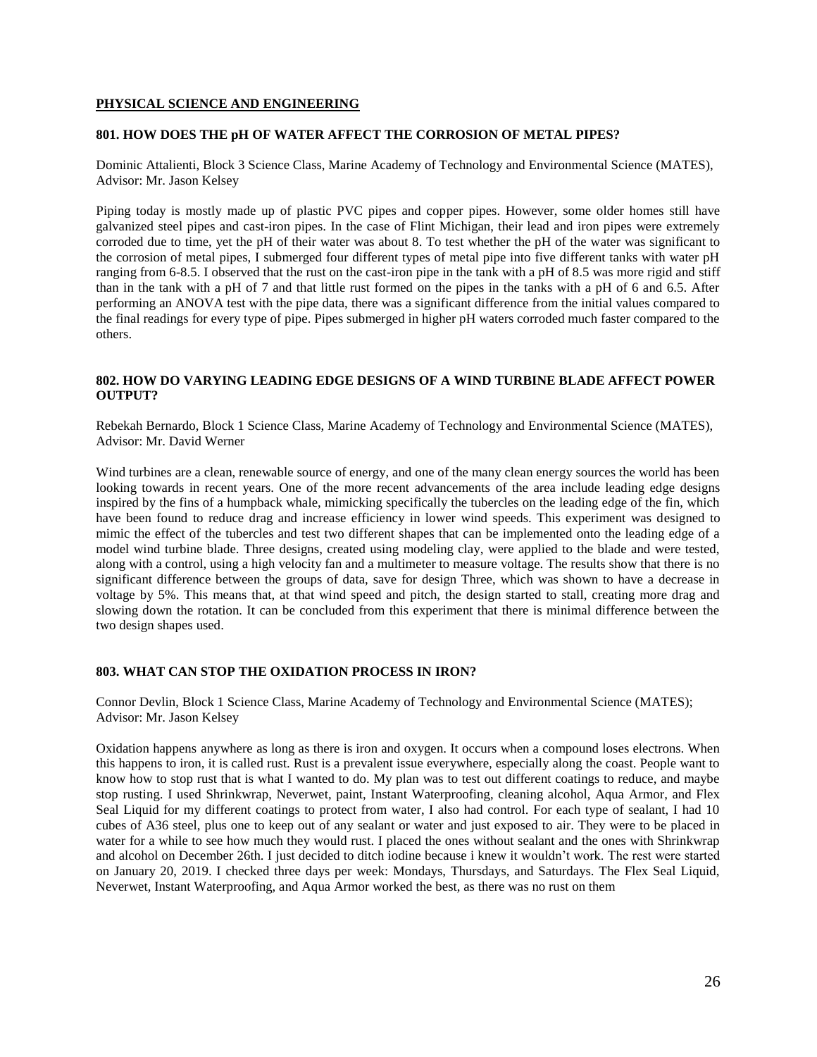## PHYSICAL SCIENCE AND ENGINEERING

### 801. HOW DOES THE pH OF WATER AFFECT THE CORROSION OF METAL PIPES?

Dominic Attalienti, Block 3 Science Class, Marine Academy of Technology and Environmental Science (MATES), Advisor: Mr. Jason Kelsey

Piping today is mostly made up of plastic PVC pipes and copper pipes. However, some older homes still have galvanized steel pipes and cast-iron pipes. In the case of Flint Michigan, their lead and iron pipes were extremely corroded due to time, yet the pH of their water was about 8. To test whether the pH of the water was significant to the corrosion of metal pipes, I submerged four different types of metal pipe into five different tanks with water pH ranging from 6-8.5. I observed that the rust on the cast-iron pipe in the tank with a pH of 8.5 was more rigid and stiff than in the tank with a pH of 7 and that little rust formed on the pipes in the tanks with a pH of 6 and 6.5. After performing an ANOVA test with the pipe data, there was a significant difference from the initial values compared to the final readings for every type of pipe. Pipes submerged in higher pH waters corroded much faster compared to the others.

### 802. HOW DO VARYING LEADING EDGE DESIGNS OF A WIND TURBINE BLADE AFFECT POWER OUTPUT?

Rebekah Bernardo, Block 1 Science Class, Marine Academy of Technology and Environmental Science (MATES), Advisor: Mr. David Werner

Wind turbines are a clean, renewable source of energy, and one of the many clean energy sources the world has been looking towards in recent years. One of the more recent advancements of the area include leading edge designs inspired by the fins of a humpback whale, mimicking specifically the tubercles on the leading edge of the fin, which have been found to reduce drag and increase efficiency in lower wind speeds. This experiment was designed to mimic the effect of the tubercles and test two different shapes that can be implemented onto the leading edge of a model wind turbine blade. Three designs, created using modeling clay, were applied to the blade and were tested, along with a control, using a high velocity fan and a multimeter to measure voltage. The results show that there is no significant difference between the groups of data, save for design Three, which was shown to have a decrease in voltage by 5%. This means that, at that wind speed and pitch, the design started to stall, creating more drag and slowing down the rotation. It can be concluded from this experiment that there is minimal difference between the two design shapes used.

### 803. WHAT CAN STOP THE OXIDATION PROCESS IN IRON?

Connor Devlin, Block 1 Science Class, Marine Academy of Technology and Environmental Science (MATES); Advisor: Mr. Jason Kelsey

Oxidation happens anywhere as long as there is iron and oxygen. It occurs when a compound loses electrons. When this happens to iron, it is called rust. Rust is a prevalent issue everywhere, especially along the coast. People want to know how to stop rust that is what I wanted to do. My plan was to test out different coatings to reduce, and maybe stop rusting. I used Shrinkwrap, Neverwet, paint, Instant Waterproofing, cleaning alcohol, Aqua Armor, and Flex Seal Liquid for my different coatings to protect from water, I also had control. For each type of sealant, I had 10 cubes of A36 steel, plus one to keep out of any sealant or water and just exposed to air. They were to be placed in water for a while to see how much they would rust. I placed the ones without sealant and the ones with Shrinkwrap and alcohol on December 26th. I just decided to ditch iodine because i knew it wouldn't work. The rest were started on January 20, 2019. I checked three days per week: Mondays, Thursdays, and Saturdays. The Flex Seal Liquid, Neverwet, Instant Waterproofing, and Aqua Armor worked the best, as there was no rust on them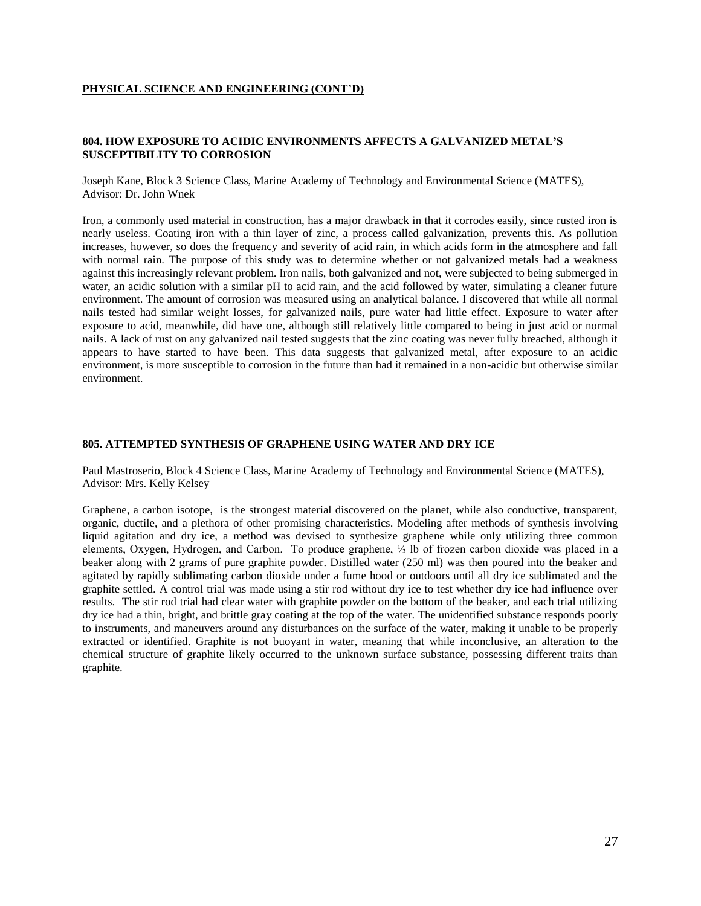**PHYSICAL SCIENCE AND ENGINEERING (CONT'D)**

### 804. HOW EXPOSURE TO ACIDIC ENVIRONMENTS AFFECTS A GALVANIZED METAL'S SUSCEPTIBILITY TO CORROSION

Joseph Kane, Block 3 Science Class, Marine Academy of Technology and Environmental Science (MATES), Advisor: Dr. John Wnek

Iron, a commonly used material in construction, has a major drawback in that it corrodes easily, since rusted iron is nearly useless. Coating iron with a thin layer of zinc, a process called galvanization, prevents this. As pollution increases, however, so does the frequency and severity of acid rain, in which acids form in the atmosphere and fall with normal rain. The purpose of this study was to determine whether or not galvanized metals had a weakness against this increasingly relevant problem. Iron nails, both galvanized and not, were subjected to being submerged in water, an acidic solution with a similar pH to acid rain, and the acid followed by water, simulating a cleaner future environment. The amount of corrosion was measured using an analytical balance. I discovered that while all normal nails tested had similar weight losses, for galvanized nails, pure water had little effect. Exposure to water after exposure to acid, meanwhile, did have one, although still relatively little compared to being in just acid or normal nails. A lack of rust on any galvanized nail tested suggests that the zinc coating was never fully breached, although it appears to have started to have been. This data suggests that galvanized metal, after exposure to an acidic environment, is more susceptible to corrosion in the future than had it remained in a non-acidic but otherwise similar environment.

### 805. ATTEMPTED SYNTHESIS OF GRAPHENE USING WATER AND DRY ICE

Paul Mastroserio, Block 4 Science Class, Marine Academy of Technology and Environmental Science (MATES), Advisor: Mrs. Kelly Kelsey

Graphene, a carbon isotope, is the strongest material discovered on the planet, while also conductive, transparent, organic, ductile, and a plethora of other promising characteristics. Modeling after methods of synthesis involving liquid agitation and dry ice, a method was devised to synthesize graphene while only utilizing three common elements, Oxygen, Hydrogen, and Carbon. To produce graphene, ⅓ lb of frozen carbon dioxide was placed in a beaker along with 2 grams of pure graphite powder. Distilled water (250 ml) was then poured into the beaker and agitated by rapidly sublimating carbon dioxide under a fume hood or outdoors until all dry ice sublimated and the graphite settled. A control trial was made using a stir rod without dry ice to test whether dry ice had influence over results. The stir rod trial had clear water with graphite powder on the bottom of the beaker, and each trial utilizing dry ice had a thin, bright, and brittle gray coating at the top of the water. The unidentified substance responds poorly to instruments, and maneuvers around any disturbances on the surface of the water, making it unable to be properly extracted or identified. Graphite is not buoyant in water, meaning that while inconclusive, an alteration to the chemical structure of graphite likely occurred to the unknown surface substance, possessing different traits than graphite.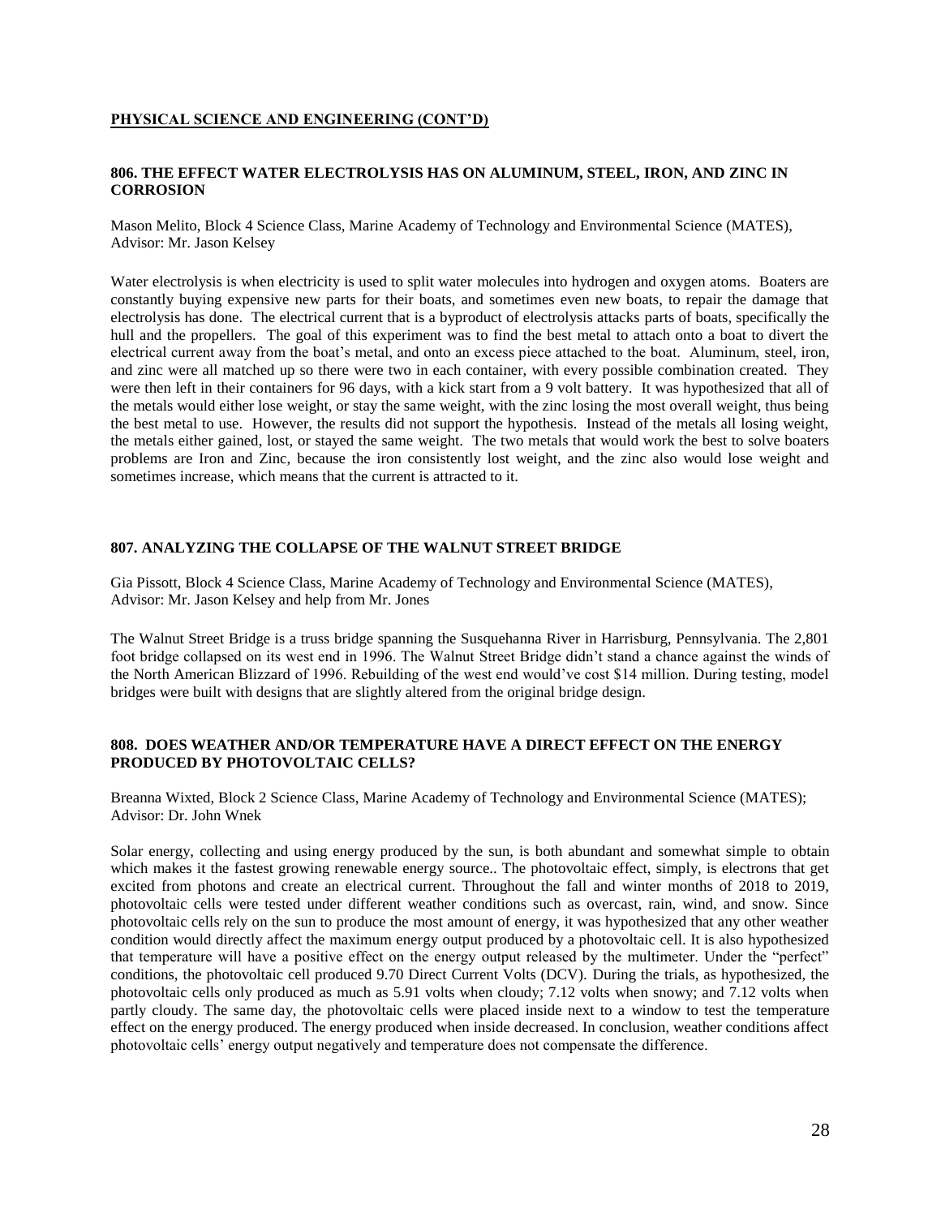## PHYSICAL SCIENCE AND ENGINEERING (CONT'D)

### 806. THE EFFECT WATER ELECTROLYSIS HAS ON ALUMINUM, STEEL, IRON, AND ZINC IN CORROSION

Mason Melito, Block 4 Science Class, Marine Academy of Technology and Environmental Science (MATES), Advisor: Mr. Jason Kelsey

Water electrolysis is when electricity is used to split water molecules into hydrogen and oxygen atoms. Boaters are constantly buying expensive new parts for their boats, and sometimes even new boats, to repair the damage that electrolysis has done. The electrical current that is a byproduct of electrolysis attacks parts of boats, specifically the hull and the propellers. The goal of this experiment was to find the best metal to attach onto a boat to divert the electrical current away from the boat's metal, and onto an excess piece attached to the boat. Aluminum, steel, iron, and zinc were all matched up so there were two in each container, with every possible combination created. They were then left in their containers for 96 days, with a kick start from a 9 volt battery. It was hypothesized that all of the metals would either lose weight, or stay the same weight, with the zinc losing the most overall weight, thus being the best metal to use. However, the results did not support the hypothesis. Instead of the metals all losing weight, the metals either gained, lost, or stayed the same weight. The two metals that would work the best to solve boaters problems are Iron and Zinc, because the iron consistently lost weight, and the zinc also would lose weight and sometimes increase, which means that the current is attracted to it.

### 807. ANALYZING THE COLLAPSE OF THE WALNUT STREET BRIDGE

Gia Pissott, Block 4 Science Class, Marine Academy of Technology and Environmental Science (MATES), Advisor: Mr. Jason Kelsey and help from Mr. Jones

The Walnut Street Bridge is a truss bridge spanning the Susquehanna River in Harrisburg, Pennsylvania. The 2,801 foot bridge collapsed on its west end in 1996. The Walnut Street Bridge didn't stand a chance against the winds of the North American Blizzard of 1996. Rebuilding of the west end would've cost $14 million. During testing, model bridges were built with designs that are slightly altered from the original bridge design.

### 808. DOES WEATHER AND/OR TEMPERATURE HAVE A DIRECT EFFECT ON THE ENERGY PRODUCED BY PHOTOVOLTAIC CELLS?

Breanna Wixted, Block 2 Science Class, Marine Academy of Technology and Environmental Science (MATES); Advisor: Dr. John Wnek

Solar energy, collecting and using energy produced by the sun, is both abundant and somewhat simple to obtain which makes it the fastest growing renewable energy source.. The photovoltaic effect, simply, is electrons that get excited from photons and create an electrical current. Throughout the fall and winter months of 2018 to 2019, photovoltaic cells were tested under different weather conditions such as overcast, rain, wind, and snow. Since photovoltaic cells rely on the sun to produce the most amount of energy, it was hypothesized that any other weather condition would directly affect the maximum energy output produced by a photovoltaic cell. It is also hypothesized that temperature will have a positive effect on the energy output released by the multimeter. Under the "perfect" conditions, the photovoltaic cell produced 9.70 Direct Current Volts (DCV). During the trials, as hypothesized, the photovoltaic cells only produced as much as 5.91 volts when cloudy; 7.12 volts when snowy; and 7.12 volts when partly cloudy. The same day, the photovoltaic cells were placed inside next to a window to test the temperature effect on the energy produced. The energy produced when inside decreased. In conclusion, weather conditions affect photovoltaic cells' energy output negatively and temperature does not compensate the difference.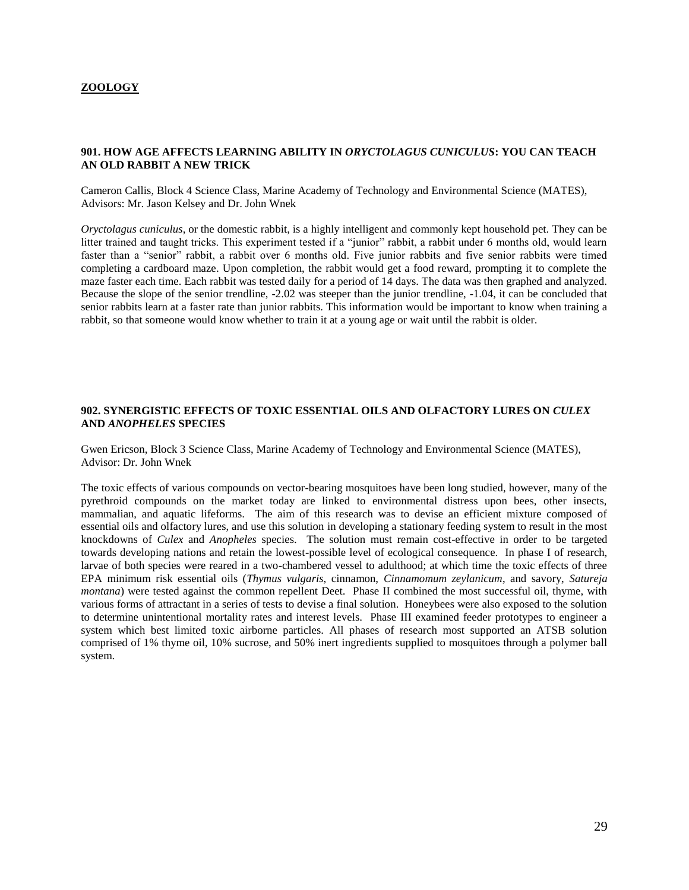## ZOOLOGY

### 901. HOW AGE AFFECTS LEARNING ABILITY IN *ORYCTOLAGUS CUNICULUS*: YOU CAN TEACH AN OLD RABBIT A NEW TRICK

Cameron Callis, Block 4 Science Class, Marine Academy of Technology and Environmental Science (MATES), Advisors: Mr. Jason Kelsey and Dr. John Wnek

*Oryctolagus cuniculus*, or the domestic rabbit, is a highly intelligent and commonly kept household pet. They can be litter trained and taught tricks. This experiment tested if a "junior" rabbit, a rabbit under 6 months old, would learn faster than a "senior" rabbit, a rabbit over 6 months old. Five junior rabbits and five senior rabbits were timed completing a cardboard maze. Upon completion, the rabbit would get a food reward, prompting it to complete the maze faster each time. Each rabbit was tested daily for a period of 14 days. The data was then graphed and analyzed. Because the slope of the senior trendline, -2.02 was steeper than the junior trendline, -1.04, it can be concluded that senior rabbits learn at a faster rate than junior rabbits. This information would be important to know when training a rabbit, so that someone would know whether to train it at a young age or wait until the rabbit is older.

### 902. SYNERGISTIC EFFECTS OF TOXIC ESSENTIAL OILS AND OLFACTORY LURES ON *CULEX* AND *ANOPHELES* SPECIES

Gwen Ericson, Block 3 Science Class, Marine Academy of Technology and Environmental Science (MATES), Advisor: Dr. John Wnek

The toxic effects of various compounds on vector-bearing mosquitoes have been long studied, however, many of the pyrethroid compounds on the market today are linked to environmental distress upon bees, other insects, mammalian, and aquatic lifeforms. The aim of this research was to devise an efficient mixture composed of essential oils and olfactory lures, and use this solution in developing a stationary feeding system to result in the most knockdowns of *Culex* and *Anopheles* species. The solution must remain cost-effective in order to be targeted towards developing nations and retain the lowest-possible level of ecological consequence. In phase I of research, larvae of both species were reared in a two-chambered vessel to adulthood; at which time the toxic effects of three EPA minimum risk essential oils (*Thymus vulgaris*, cinnamon, *Cinnamomum zeylanicum*, and savory, *Satureja montana*) were tested against the common repellent Deet. Phase II combined the most successful oil, thyme, with various forms of attractant in a series of tests to devise a final solution. Honeybees were also exposed to the solution to determine unintentional mortality rates and interest levels. Phase III examined feeder prototypes to engineer a system which best limited toxic airborne particles. All phases of research most supported an ATSB solution comprised of 1% thyme oil, 10% sucrose, and 50% inert ingredients supplied to mosquitoes through a polymer ball system.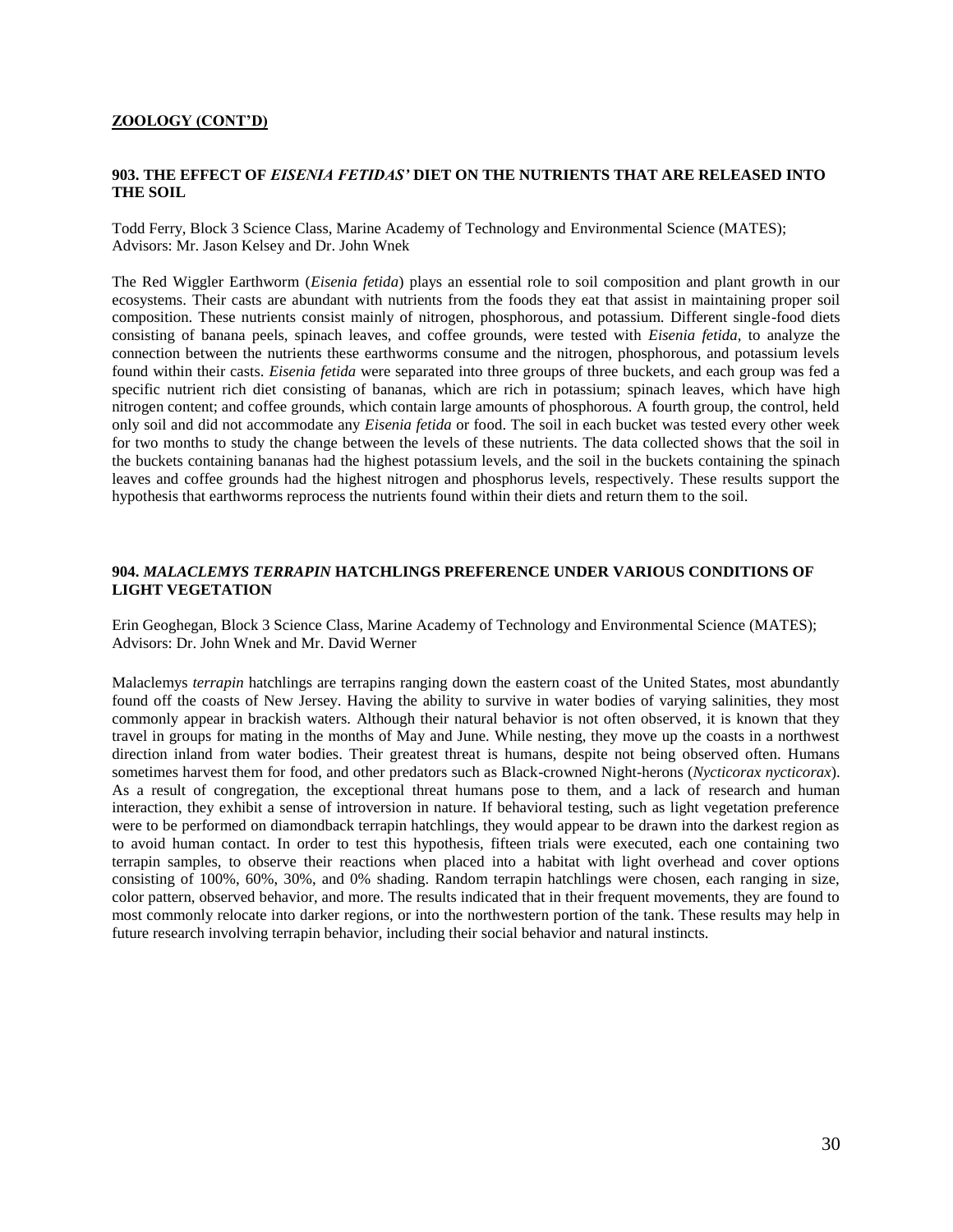**ZOOLOGY (CONT'D)**

### 903. THE EFFECT OF *EISENIA FETIDAS'* DIET ON THE NUTRIENTS THAT ARE RELEASED INTO THE SOIL

Todd Ferry, Block 3 Science Class, Marine Academy of Technology and Environmental Science (MATES); Advisors: Mr. Jason Kelsey and Dr. John Wnek

The Red Wiggler Earthworm (*Eisenia fetida*) plays an essential role to soil composition and plant growth in our ecosystems. Their casts are abundant with nutrients from the foods they eat that assist in maintaining proper soil composition. These nutrients consist mainly of nitrogen, phosphorous, and potassium. Different single-food diets consisting of banana peels, spinach leaves, and coffee grounds, were tested with *Eisenia fetida*, to analyze the connection between the nutrients these earthworms consume and the nitrogen, phosphorous, and potassium levels found within their casts. *Eisenia fetida* were separated into three groups of three buckets, and each group was fed a specific nutrient rich diet consisting of bananas, which are rich in potassium; spinach leaves, which have high nitrogen content; and coffee grounds, which contain large amounts of phosphorous. A fourth group, the control, held only soil and did not accommodate any *Eisenia fetida* or food. The soil in each bucket was tested every other week for two months to study the change between the levels of these nutrients. The data collected shows that the soil in the buckets containing bananas had the highest potassium levels, and the soil in the buckets containing the spinach leaves and coffee grounds had the highest nitrogen and phosphorus levels, respectively. These results support the hypothesis that earthworms reprocess the nutrients found within their diets and return them to the soil.

### 904. *MALACLEMYS TERRAPIN* HATCHLINGS PREFERENCE UNDER VARIOUS CONDITIONS OF LIGHT VEGETATION

Erin Geoghegan, Block 3 Science Class, Marine Academy of Technology and Environmental Science (MATES); Advisors: Dr. John Wnek and Mr. David Werner

Malaclemys *terrapin* hatchlings are terrapins ranging down the eastern coast of the United States, most abundantly found off the coasts of New Jersey. Having the ability to survive in water bodies of varying salinities, they most commonly appear in brackish waters. Although their natural behavior is not often observed, it is known that they travel in groups for mating in the months of May and June. While nesting, they move up the coasts in a northwest direction inland from water bodies. Their greatest threat is humans, despite not being observed often. Humans sometimes harvest them for food, and other predators such as Black-crowned Night-herons (*Nycticorax nycticorax*). As a result of congregation, the exceptional threat humans pose to them, and a lack of research and human interaction, they exhibit a sense of introversion in nature. If behavioral testing, such as light vegetation preference were to be performed on diamondback terrapin hatchlings, they would appear to be drawn into the darkest region as to avoid human contact. In order to test this hypothesis, fifteen trials were executed, each one containing two terrapin samples, to observe their reactions when placed into a habitat with light overhead and cover options consisting of 100%, 60%, 30%, and 0% shading. Random terrapin hatchlings were chosen, each ranging in size, color pattern, observed behavior, and more. The results indicated that in their frequent movements, they are found to most commonly relocate into darker regions, or into the northwestern portion of the tank. These results may help in future research involving terrapin behavior, including their social behavior and natural instincts.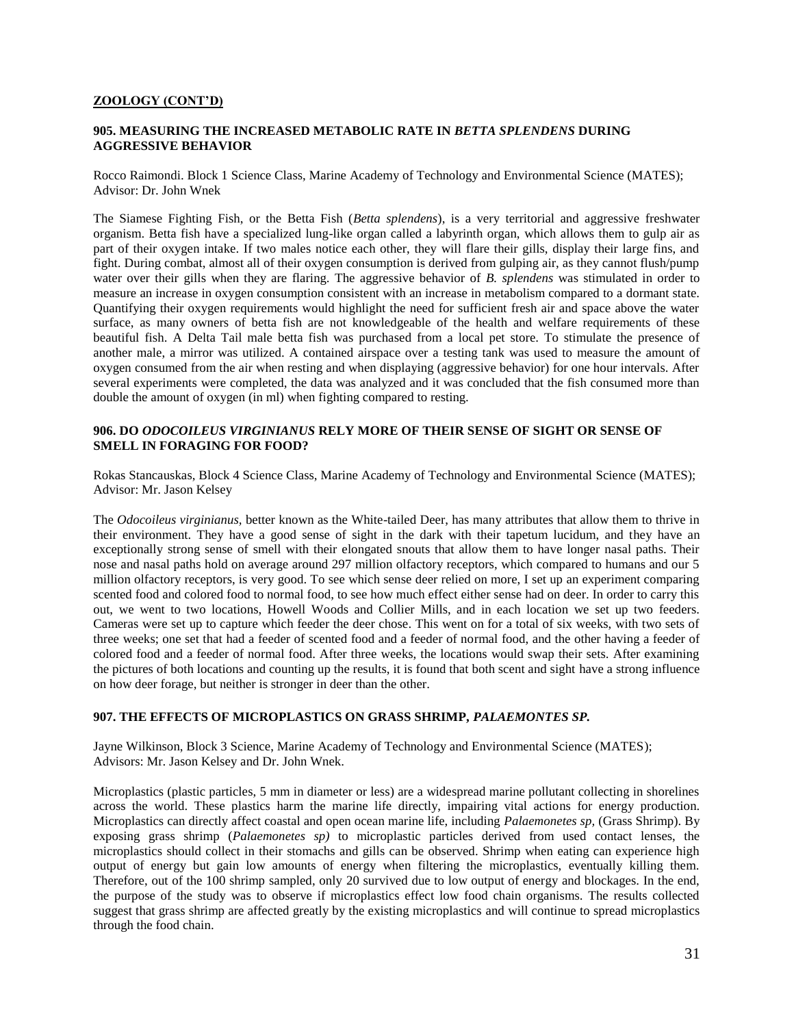**ZOOLOGY (CONT'D)**

### 905. MEASURING THE INCREASED METABOLIC RATE IN *BETTA SPLENDENS* DURING AGGRESSIVE BEHAVIOR

Rocco Raimondi. Block 1 Science Class, Marine Academy of Technology and Environmental Science (MATES); Advisor: Dr. John Wnek

The Siamese Fighting Fish, or the Betta Fish (*Betta splendens*), is a very territorial and aggressive freshwater organism. Betta fish have a specialized lung-like organ called a labyrinth organ, which allows them to gulp air as part of their oxygen intake. If two males notice each other, they will flare their gills, display their large fins, and fight. During combat, almost all of their oxygen consumption is derived from gulping air, as they cannot flush/pump water over their gills when they are flaring. The aggressive behavior of *B. splendens* was stimulated in order to measure an increase in oxygen consumption consistent with an increase in metabolism compared to a dormant state. Quantifying their oxygen requirements would highlight the need for sufficient fresh air and space above the water surface, as many owners of betta fish are not knowledgeable of the health and welfare requirements of these beautiful fish. A Delta Tail male betta fish was purchased from a local pet store. To stimulate the presence of another male, a mirror was utilized. A contained airspace over a testing tank was used to measure the amount of oxygen consumed from the air when resting and when displaying (aggressive behavior) for one hour intervals. After several experiments were completed, the data was analyzed and it was concluded that the fish consumed more than double the amount of oxygen (in ml) when fighting compared to resting.

### 906. DO *ODOCOILEUS VIRGINIANUS* RELY MORE OF THEIR SENSE OF SIGHT OR SENSE OF SMELL IN FORAGING FOR FOOD?

Rokas Stancauskas, Block 4 Science Class, Marine Academy of Technology and Environmental Science (MATES); Advisor: Mr. Jason Kelsey

The *Odocoileus virginianus,* better known as the White-tailed Deer, has many attributes that allow them to thrive in their environment. They have a good sense of sight in the dark with their tapetum lucidum, and they have an exceptionally strong sense of smell with their elongated snouts that allow them to have longer nasal paths. Their nose and nasal paths hold on average around 297 million olfactory receptors, which compared to humans and our 5 million olfactory receptors, is very good. To see which sense deer relied on more, I set up an experiment comparing scented food and colored food to normal food, to see how much effect either sense had on deer. In order to carry this out, we went to two locations, Howell Woods and Collier Mills, and in each location we set up two feeders. Cameras were set up to capture which feeder the deer chose. This went on for a total of six weeks, with two sets of three weeks; one set that had a feeder of scented food and a feeder of normal food, and the other having a feeder of colored food and a feeder of normal food. After three weeks, the locations would swap their sets. After examining the pictures of both locations and counting up the results, it is found that both scent and sight have a strong influence on how deer forage, but neither is stronger in deer than the other.

### 907. THE EFFECTS OF MICROPLASTICS ON GRASS SHRIMP, *PALAEMONTES SP.*

Jayne Wilkinson, Block 3 Science, Marine Academy of Technology and Environmental Science (MATES); Advisors: Mr. Jason Kelsey and Dr. John Wnek.

Microplastics (plastic particles, 5 mm in diameter or less) are a widespread marine pollutant collecting in shorelines across the world. These plastics harm the marine life directly, impairing vital actions for energy production. Microplastics can directly affect coastal and open ocean marine life, including *Palaemonetes sp,* (Grass Shrimp). By exposing grass shrimp (*Palaemonetes sp)* to microplastic particles derived from used contact lenses, the microplastics should collect in their stomachs and gills can be observed. Shrimp when eating can experience high output of energy but gain low amounts of energy when filtering the microplastics, eventually killing them. Therefore, out of the 100 shrimp sampled, only 20 survived due to low output of energy and blockages. In the end, the purpose of the study was to observe if microplastics effect low food chain organisms. The results collected suggest that grass shrimp are affected greatly by the existing microplastics and will continue to spread microplastics through the food chain.